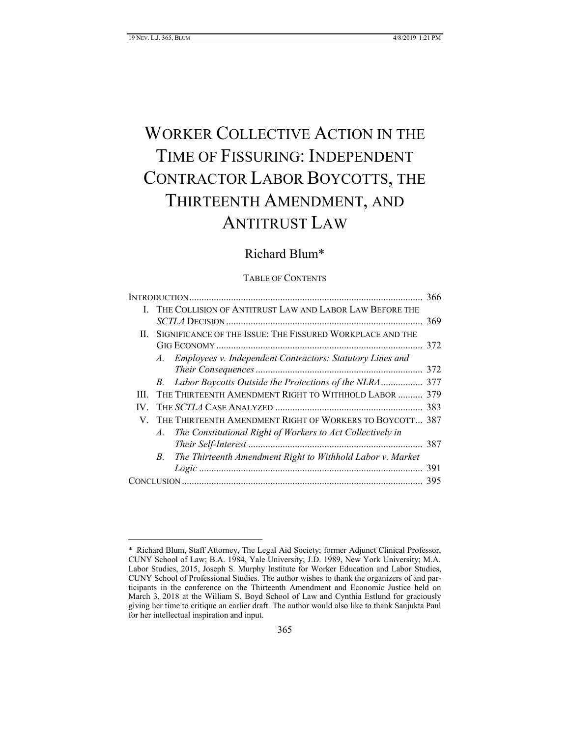# WORKER COLLECTIVE ACTION IN THE TIME OF FISSURING: INDEPENDENT CONTRACTOR LABOR BOYCOTTS, THE THIRTEENTH AMENDMENT, AND ANTITRUST LAW

Richard Blum*

TABLE OF CONTENTS

| | |
|---|---|
| INTRODUCTION | 366 |
| I. THE COLLISION OF ANTITRUST LAW AND LABOR LAW BEFORE THE *SCTLA* DECISION | 369 |
| II. SIGNIFICANCE OF THE ISSUE: THE FISSURED WORKPLACE AND THE GIG ECONOMY | 372 |
| *A. Employees v. Independent Contractors: Statutory Lines and Their Consequences* | 372 |
| *B. Labor Boycotts Outside the Protections of the NLRA* | 377 |
| III. THE THIRTEENTH AMENDMENT RIGHT TO WITHHOLD LABOR | 379 |
| IV. THE *SCTLA* CASE ANALYZED | 383 |
| V. THE THIRTEENTH AMENDMENT RIGHT OF WORKERS TO BOYCOTT | 387 |
| *A. The Constitutional Right of Workers to Act Collectively in Their Self-Interest* | 387 |
| *B. The Thirteenth Amendment Right to Withhold Labor v. Market Logic* | 391 |
| CONCLUSION | 395 |

---

\* Richard Blum, Staff Attorney, The Legal Aid Society; former Adjunct Clinical Professor, CUNY School of Law; B.A. 1984, Yale University; J.D. 1989, New York University; M.A. Labor Studies, 2015, Joseph S. Murphy Institute for Worker Education and Labor Studies, CUNY School of Professional Studies. The author wishes to thank the organizers of and participants in the conference on the Thirteenth Amendment and Economic Justice held on March 3, 2018 at the William S. Boyd School of Law and Cynthia Estlund for graciously giving her time to critique an earlier draft. The author would also like to thank Sanjukta Paul for her intellectual inspiration and input.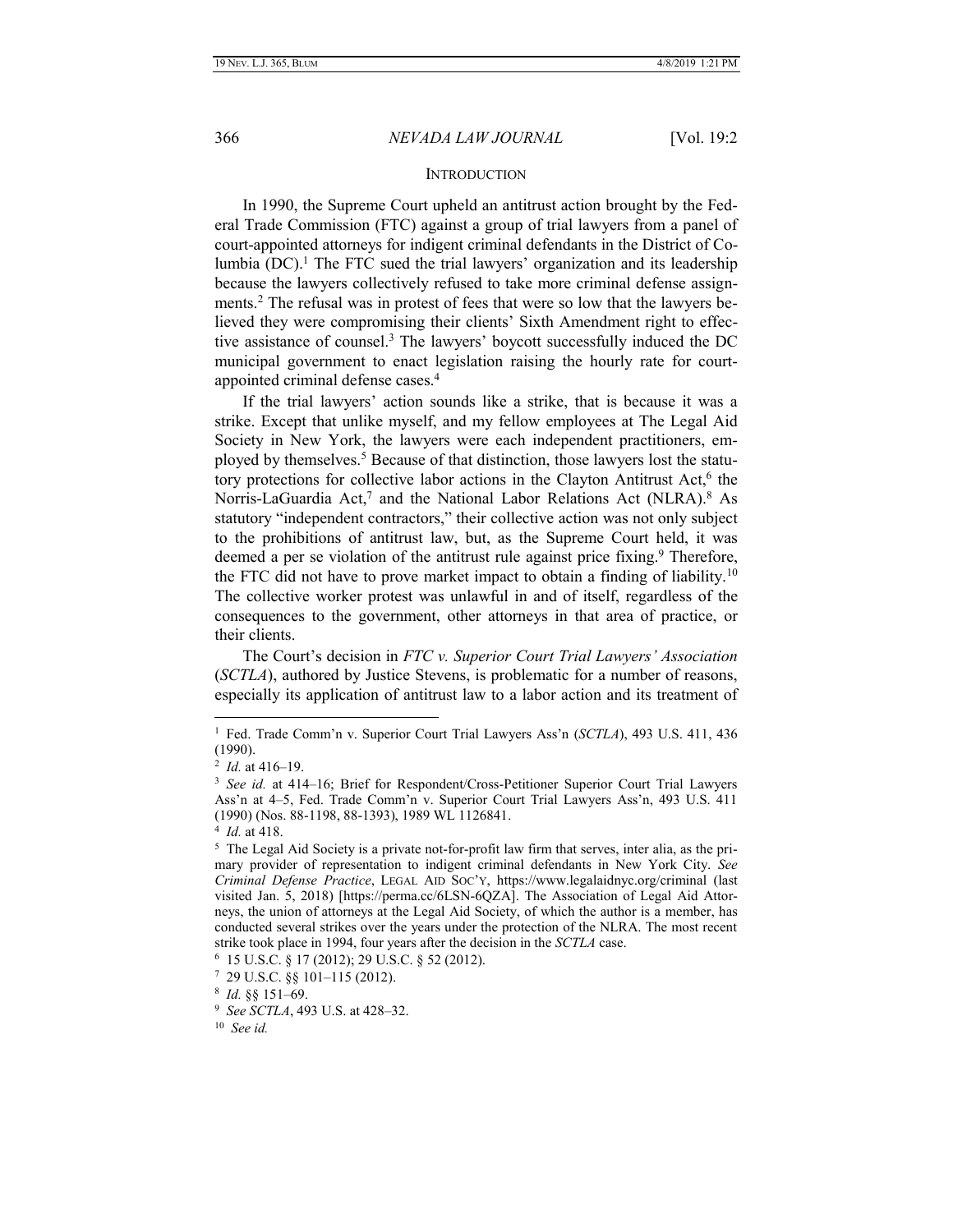## INTRODUCTION

In 1990, the Supreme Court upheld an antitrust action brought by the Federal Trade Commission (FTC) against a group of trial lawyers from a panel of court-appointed attorneys for indigent criminal defendants in the District of Columbia (DC).[1] The FTC sued the trial lawyers' organization and its leadership because the lawyers collectively refused to take more criminal defense assignments.[2] The refusal was in protest of fees that were so low that the lawyers believed they were compromising their clients' Sixth Amendment right to effective assistance of counsel.[3] The lawyers' boycott successfully induced the DC municipal government to enact legislation raising the hourly rate for court-appointed criminal defense cases.[4]

If the trial lawyers' action sounds like a strike, that is because it was a strike. Except that unlike myself, and my fellow employees at The Legal Aid Society in New York, the lawyers were each independent practitioners, employed by themselves.[5] Because of that distinction, those lawyers lost the statutory protections for collective labor actions in the Clayton Antitrust Act,[6] the Norris-LaGuardia Act,[7] and the National Labor Relations Act (NLRA).[8] As statutory "independent contractors," their collective action was not only subject to the prohibitions of antitrust law, but, as the Supreme Court held, it was deemed a per se violation of the antitrust rule against price fixing.[9] Therefore, the FTC did not have to prove market impact to obtain a finding of liability.[10] The collective worker protest was unlawful in and of itself, regardless of the consequences to the government, other attorneys in that area of practice, or their clients.

The Court's decision in *FTC v. Superior Court Trial Lawyers' Association* (*SCTLA*), authored by Justice Stevens, is problematic for a number of reasons, especially its application of antitrust law to a labor action and its treatment of

---

[1] Fed. Trade Comm'n v. Superior Court Trial Lawyers Ass'n (*SCTLA*), 493 U.S. 411, 436 (1990).

[2] *Id.* at 416–19.

[3] *See id.* at 414–16; Brief for Respondent/Cross-Petitioner Superior Court Trial Lawyers Ass'n at 4–5, Fed. Trade Comm'n v. Superior Court Trial Lawyers Ass'n, 493 U.S. 411 (1990) (Nos. 88-1198, 88-1393), 1989 WL 1126841.

[4] *Id.* at 418.

[5] The Legal Aid Society is a private not-for-profit law firm that serves, inter alia, as the primary provider of representation to indigent criminal defendants in New York City. *See Criminal Defense Practice*, LEGAL AID SOC'Y, https://www.legalaidnyc.org/criminal (last visited Jan. 5, 2018) [https://perma.cc/6LSN-6QZA]. The Association of Legal Aid Attorneys, the union of attorneys at the Legal Aid Society, of which the author is a member, has conducted several strikes over the years under the protection of the NLRA. The most recent strike took place in 1994, four years after the decision in the *SCTLA* case.

[6] 15 U.S.C. § 17 (2012); 29 U.S.C. § 52 (2012).

[7] 29 U.S.C. §§ 101–115 (2012).

[8] *Id.* §§ 151–69.

[9] *See SCTLA*, 493 U.S. at 428–32.

[10] *See id.*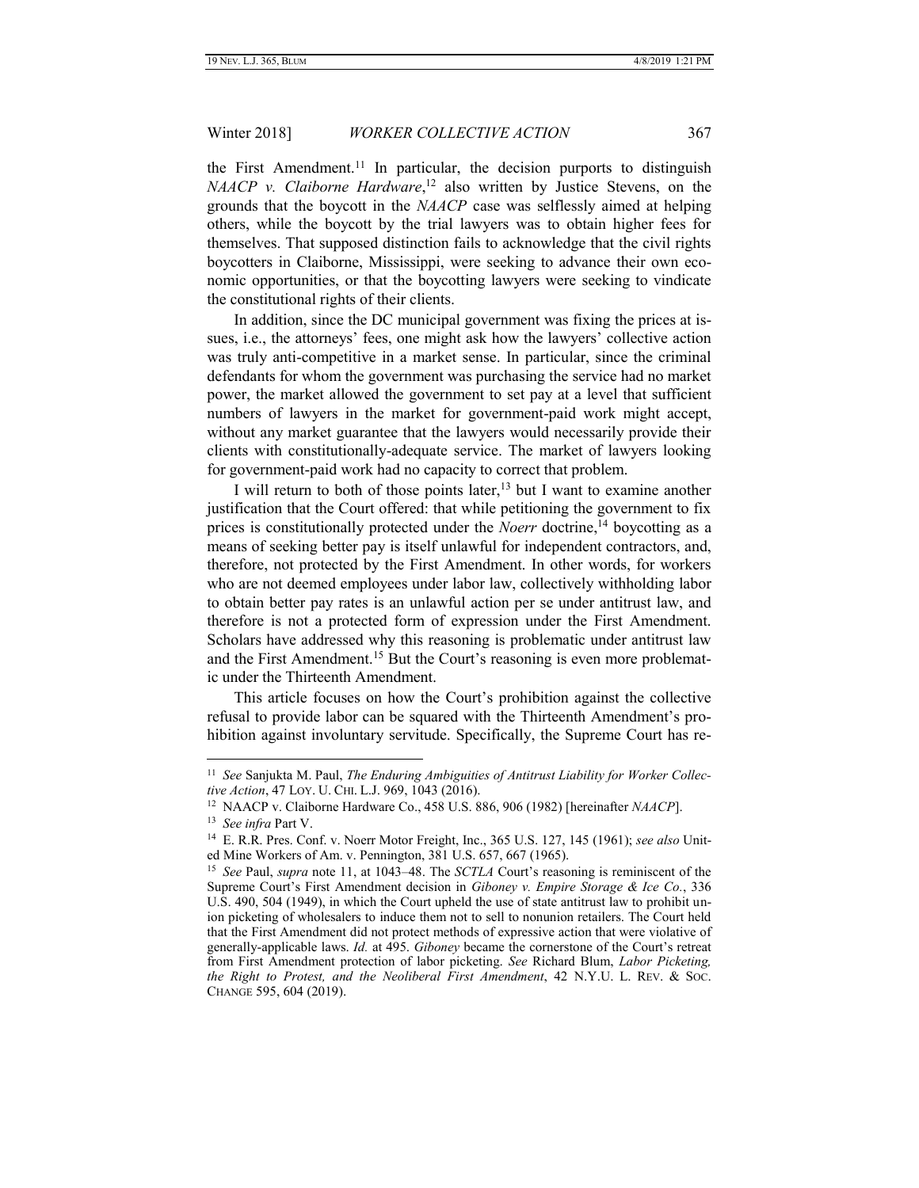the First Amendment.[11] In particular, the decision purports to distinguish *NAACP v. Claiborne Hardware*,[12] also written by Justice Stevens, on the grounds that the boycott in the *NAACP* case was selflessly aimed at helping others, while the boycott by the trial lawyers was to obtain higher fees for themselves. That supposed distinction fails to acknowledge that the civil rights boycotters in Claiborne, Mississippi, were seeking to advance their own economic opportunities, or that the boycotting lawyers were seeking to vindicate the constitutional rights of their clients.

In addition, since the DC municipal government was fixing the prices at issues, i.e., the attorneys' fees, one might ask how the lawyers' collective action was truly anti-competitive in a market sense. In particular, since the criminal defendants for whom the government was purchasing the service had no market power, the market allowed the government to set pay at a level that sufficient numbers of lawyers in the market for government-paid work might accept, without any market guarantee that the lawyers would necessarily provide their clients with constitutionally-adequate service. The market of lawyers looking for government-paid work had no capacity to correct that problem.

I will return to both of those points later,[13] but I want to examine another justification that the Court offered: that while petitioning the government to fix prices is constitutionally protected under the *Noerr* doctrine,[14] boycotting as a means of seeking better pay is itself unlawful for independent contractors, and, therefore, not protected by the First Amendment. In other words, for workers who are not deemed employees under labor law, collectively withholding labor to obtain better pay rates is an unlawful action per se under antitrust law, and therefore is not a protected form of expression under the First Amendment. Scholars have addressed why this reasoning is problematic under antitrust law and the First Amendment.[15] But the Court's reasoning is even more problematic under the Thirteenth Amendment.

This article focuses on how the Court's prohibition against the collective refusal to provide labor can be squared with the Thirteenth Amendment's prohibition against involuntary servitude. Specifically, the Supreme Court has re-

---

[11] *See* Sanjukta M. Paul, *The Enduring Ambiguities of Antitrust Liability for Worker Collective Action*, 47 LOY. U. CHI. L.J. 969, 1043 (2016).

[12] NAACP v. Claiborne Hardware Co., 458 U.S. 886, 906 (1982) [hereinafter *NAACP*].

[13] *See infra* Part V.

[14] E. R.R. Pres. Conf. v. Noerr Motor Freight, Inc., 365 U.S. 127, 145 (1961); *see also* United Mine Workers of Am. v. Pennington, 381 U.S. 657, 667 (1965).

[15] *See* Paul, *supra* note 11, at 1043–48. The *SCTLA* Court's reasoning is reminiscent of the Supreme Court's First Amendment decision in *Giboney v. Empire Storage & Ice Co.*, 336 U.S. 490, 504 (1949), in which the Court upheld the use of state antitrust law to prohibit union picketing of wholesalers to induce them not to sell to nonunion retailers. The Court held that the First Amendment did not protect methods of expressive action that were violative of generally-applicable laws. *Id.* at 495. *Giboney* became the cornerstone of the Court's retreat from First Amendment protection of labor picketing. *See* Richard Blum, *Labor Picketing, the Right to Protest, and the Neoliberal First Amendment*, 42 N.Y.U. L. REV. & SOC. CHANGE 595, 604 (2019).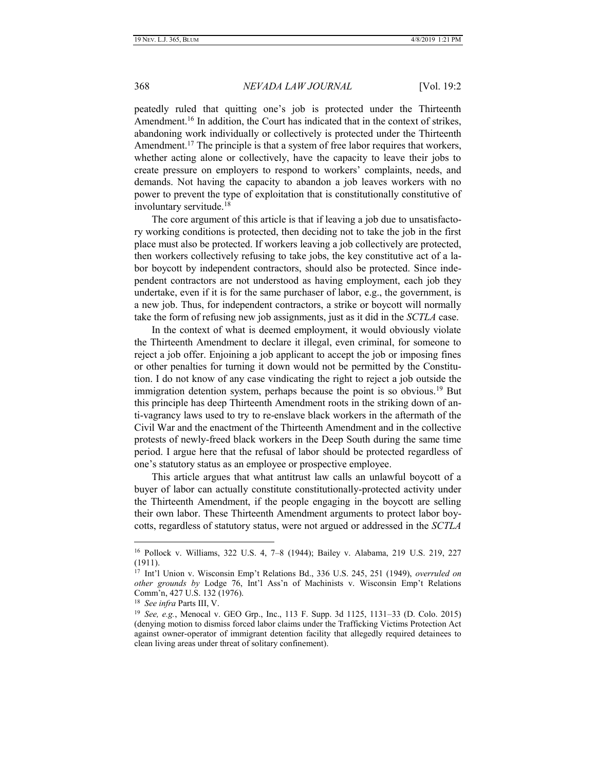peatedly ruled that quitting one's job is protected under the Thirteenth Amendment.[16] In addition, the Court has indicated that in the context of strikes, abandoning work individually or collectively is protected under the Thirteenth Amendment.[17] The principle is that a system of free labor requires that workers, whether acting alone or collectively, have the capacity to leave their jobs to create pressure on employers to respond to workers' complaints, needs, and demands. Not having the capacity to abandon a job leaves workers with no power to prevent the type of exploitation that is constitutionally constitutive of involuntary servitude.[18]

The core argument of this article is that if leaving a job due to unsatisfactory working conditions is protected, then deciding not to take the job in the first place must also be protected. If workers leaving a job collectively are protected, then workers collectively refusing to take jobs, the key constitutive act of a labor boycott by independent contractors, should also be protected. Since independent contractors are not understood as having employment, each job they undertake, even if it is for the same purchaser of labor, e.g., the government, is a new job. Thus, for independent contractors, a strike or boycott will normally take the form of refusing new job assignments, just as it did in the *SCTLA* case.

In the context of what is deemed employment, it would obviously violate the Thirteenth Amendment to declare it illegal, even criminal, for someone to reject a job offer. Enjoining a job applicant to accept the job or imposing fines or other penalties for turning it down would not be permitted by the Constitution. I do not know of any case vindicating the right to reject a job outside the immigration detention system, perhaps because the point is so obvious.[19] But this principle has deep Thirteenth Amendment roots in the striking down of anti-vagrancy laws used to try to re-enslave black workers in the aftermath of the Civil War and the enactment of the Thirteenth Amendment and in the collective protests of newly-freed black workers in the Deep South during the same time period. I argue here that the refusal of labor should be protected regardless of one's statutory status as an employee or prospective employee.

This article argues that what antitrust law calls an unlawful boycott of a buyer of labor can actually constitute constitutionally-protected activity under the Thirteenth Amendment, if the people engaging in the boycott are selling their own labor. These Thirteenth Amendment arguments to protect labor boycotts, regardless of statutory status, were not argued or addressed in the *SCTLA*

---

[16] Pollock v. Williams, 322 U.S. 4, 7–8 (1944); Bailey v. Alabama, 219 U.S. 219, 227 (1911).

[17] Int'l Union v. Wisconsin Emp't Relations Bd., 336 U.S. 245, 251 (1949), *overruled on other grounds by* Lodge 76, Int'l Ass'n of Machinists v. Wisconsin Emp't Relations Comm'n, 427 U.S. 132 (1976).

[18] *See infra* Parts III, V.

[19] *See, e.g.*, Menocal v. GEO Grp., Inc., 113 F. Supp. 3d 1125, 1131–33 (D. Colo. 2015) (denying motion to dismiss forced labor claims under the Trafficking Victims Protection Act against owner-operator of immigrant detention facility that allegedly required detainees to clean living areas under threat of solitary confinement).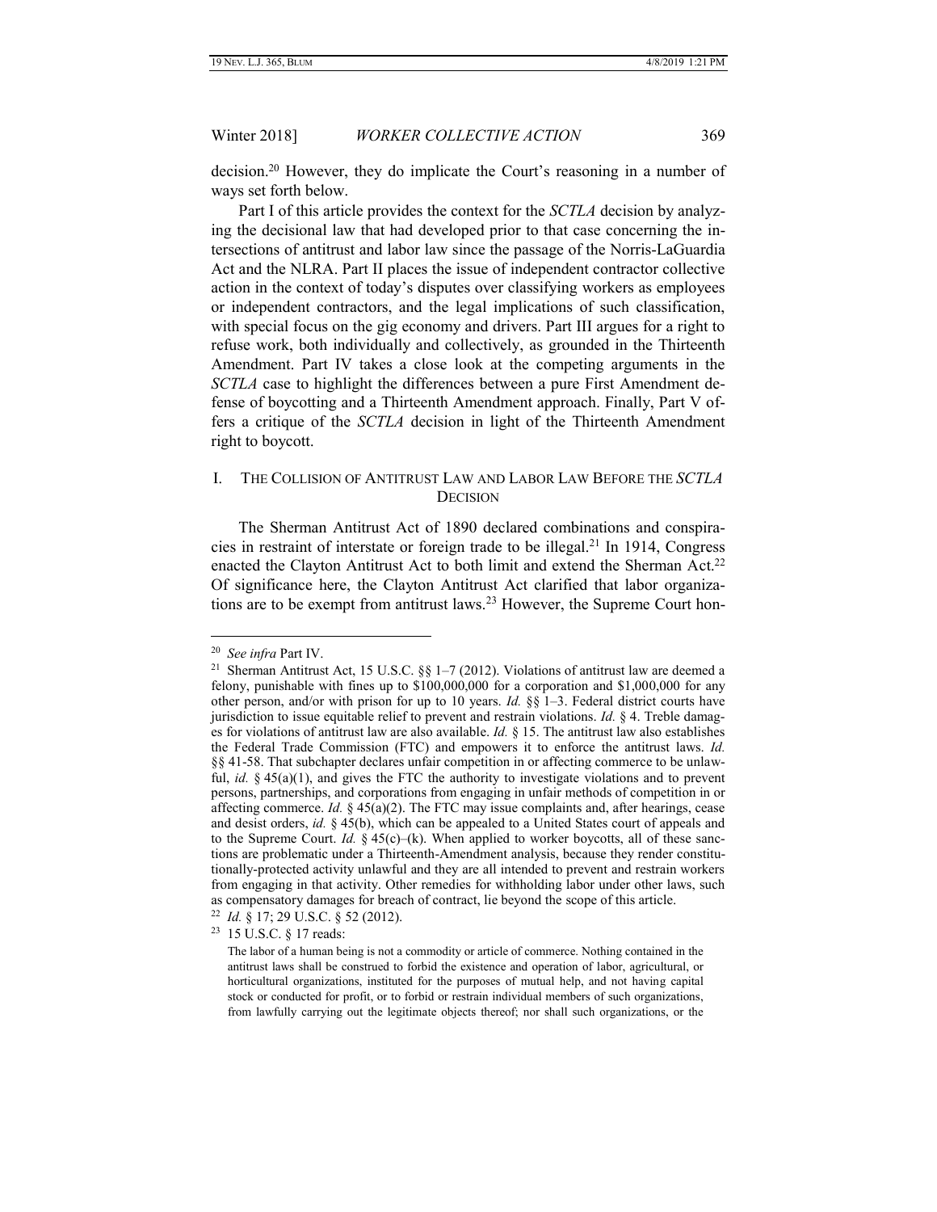decision.[20] However, they do implicate the Court's reasoning in a number of ways set forth below.

Part I of this article provides the context for the *SCTLA* decision by analyzing the decisional law that had developed prior to that case concerning the intersections of antitrust and labor law since the passage of the Norris-LaGuardia Act and the NLRA. Part II places the issue of independent contractor collective action in the context of today's disputes over classifying workers as employees or independent contractors, and the legal implications of such classification, with special focus on the gig economy and drivers. Part III argues for a right to refuse work, both individually and collectively, as grounded in the Thirteenth Amendment. Part IV takes a close look at the competing arguments in the *SCTLA* case to highlight the differences between a pure First Amendment defense of boycotting and a Thirteenth Amendment approach. Finally, Part V offers a critique of the *SCTLA* decision in light of the Thirteenth Amendment right to boycott.

## I. THE COLLISION OF ANTITRUST LAW AND LABOR LAW BEFORE THE *SCTLA* DECISION

The Sherman Antitrust Act of 1890 declared combinations and conspiracies in restraint of interstate or foreign trade to be illegal.[21] In 1914, Congress enacted the Clayton Antitrust Act to both limit and extend the Sherman Act.[22] Of significance here, the Clayton Antitrust Act clarified that labor organizations are to be exempt from antitrust laws.[23] However, the Supreme Court hon-

---

[20] *See infra* Part IV.

[21] Sherman Antitrust Act, 15 U.S.C. §§ 1–7 (2012). Violations of antitrust law are deemed a felony, punishable with fines up to $100,000,000 for a corporation and $1,000,000 for any other person, and/or with prison for up to 10 years. *Id.* §§ 1–3. Federal district courts have jurisdiction to issue equitable relief to prevent and restrain violations. *Id.* § 4. Treble damages for violations of antitrust law are also available. *Id.* § 15. The antitrust law also establishes the Federal Trade Commission (FTC) and empowers it to enforce the antitrust laws. *Id.* §§ 41-58. That subchapter declares unfair competition in or affecting commerce to be unlawful, *id.* § 45(a)(1), and gives the FTC the authority to investigate violations and to prevent persons, partnerships, and corporations from engaging in unfair methods of competition in or affecting commerce. *Id.* § 45(a)(2). The FTC may issue complaints and, after hearings, cease and desist orders, *id.* § 45(b), which can be appealed to a United States court of appeals and to the Supreme Court. *Id.* § 45(c)–(k). When applied to worker boycotts, all of these sanctions are problematic under a Thirteenth-Amendment analysis, because they render constitutionally-protected activity unlawful and they are all intended to prevent and restrain workers from engaging in that activity. Other remedies for withholding labor under other laws, such as compensatory damages for breach of contract, lie beyond the scope of this article.

[22] *Id.* § 17; 29 U.S.C. § 52 (2012).

[23] 15 U.S.C. § 17 reads:

> The labor of a human being is not a commodity or article of commerce. Nothing contained in the antitrust laws shall be construed to forbid the existence and operation of labor, agricultural, or horticultural organizations, instituted for the purposes of mutual help, and not having capital stock or conducted for profit, or to forbid or restrain individual members of such organizations, from lawfully carrying out the legitimate objects thereof; nor shall such organizations, or the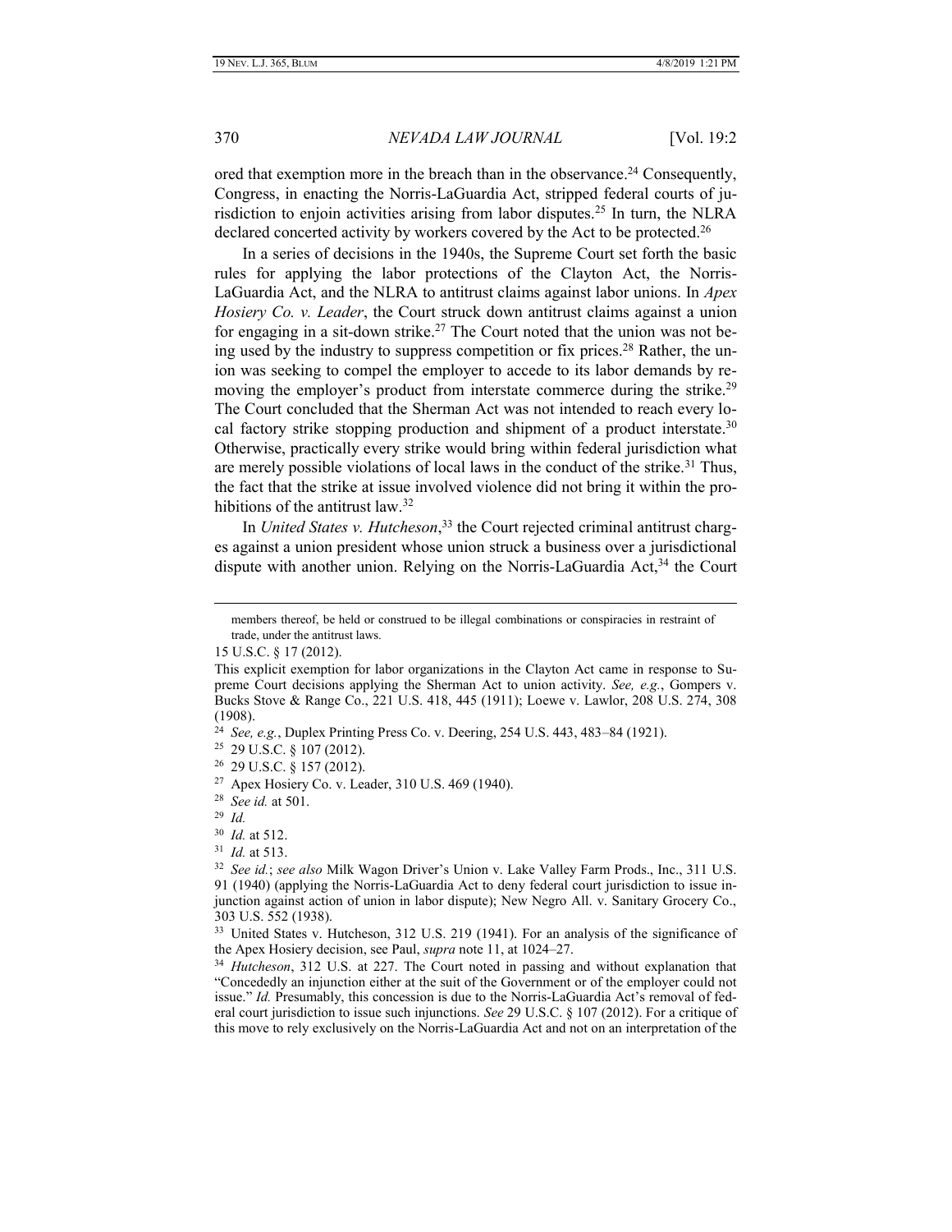ored that exemption more in the breach than in the observance.[24] Consequently, Congress, in enacting the Norris-LaGuardia Act, stripped federal courts of jurisdiction to enjoin activities arising from labor disputes.[25] In turn, the NLRA declared concerted activity by workers covered by the Act to be protected.[26]

In a series of decisions in the 1940s, the Supreme Court set forth the basic rules for applying the labor protections of the Clayton Act, the Norris-LaGuardia Act, and the NLRA to antitrust claims against labor unions. In *Apex Hosiery Co. v. Leader*, the Court struck down antitrust claims against a union for engaging in a sit-down strike.[27] The Court noted that the union was not being used by the industry to suppress competition or fix prices.[28] Rather, the union was seeking to compel the employer to accede to its labor demands by removing the employer's product from interstate commerce during the strike.[29] The Court concluded that the Sherman Act was not intended to reach every local factory strike stopping production and shipment of a product interstate.[30] Otherwise, practically every strike would bring within federal jurisdiction what are merely possible violations of local laws in the conduct of the strike.[31] Thus, the fact that the strike at issue involved violence did not bring it within the prohibitions of the antitrust law.[32]

In *United States v. Hutcheson*,[33] the Court rejected criminal antitrust charges against a union president whose union struck a business over a jurisdictional dispute with another union. Relying on the Norris-LaGuardia Act,[34] the Court

---

members thereof, be held or construed to be illegal combinations or conspiracies in restraint of trade, under the antitrust laws.

15 U.S.C. § 17 (2012).

This explicit exemption for labor organizations in the Clayton Act came in response to Supreme Court decisions applying the Sherman Act to union activity. *See, e.g.*, Gompers v. Bucks Stove & Range Co., 221 U.S. 418, 445 (1911); Loewe v. Lawlor, 208 U.S. 274, 308 (1908).

[24] *See, e.g.*, Duplex Printing Press Co. v. Deering, 254 U.S. 443, 483–84 (1921).

[25] 29 U.S.C. § 107 (2012).

[26] 29 U.S.C. § 157 (2012).

[27] Apex Hosiery Co. v. Leader, 310 U.S. 469 (1940).

[28] *See id.* at 501.

[29] *Id.*

[30] *Id.* at 512.

[31] *Id.* at 513.

[32] *See id.*; *see also* Milk Wagon Driver's Union v. Lake Valley Farm Prods., Inc., 311 U.S. 91 (1940) (applying the Norris-LaGuardia Act to deny federal court jurisdiction to issue injunction against action of union in labor dispute); New Negro All. v. Sanitary Grocery Co., 303 U.S. 552 (1938).

[33] United States v. Hutcheson, 312 U.S. 219 (1941). For an analysis of the significance of the Apex Hosiery decision, see Paul, *supra* note 11, at 1024–27.

[34] *Hutcheson*, 312 U.S. at 227. The Court noted in passing and without explanation that "Concededly an injunction either at the suit of the Government or of the employer could not issue." *Id.* Presumably, this concession is due to the Norris-LaGuardia Act's removal of federal court jurisdiction to issue such injunctions. *See* 29 U.S.C. § 107 (2012). For a critique of this move to rely exclusively on the Norris-LaGuardia Act and not on an interpretation of the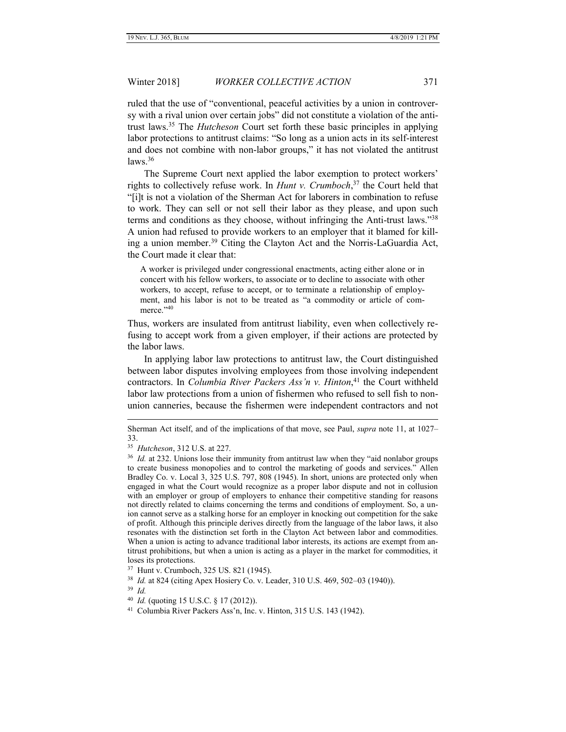ruled that the use of "conventional, peaceful activities by a union in controversy with a rival union over certain jobs" did not constitute a violation of the antitrust laws.[35] The *Hutcheson* Court set forth these basic principles in applying labor protections to antitrust claims: "So long as a union acts in its self-interest and does not combine with non-labor groups," it has not violated the antitrust laws.[36]

The Supreme Court next applied the labor exemption to protect workers' rights to collectively refuse work. In *Hunt v. Crumboch*,[37] the Court held that "[i]t is not a violation of the Sherman Act for laborers in combination to refuse to work. They can sell or not sell their labor as they please, and upon such terms and conditions as they choose, without infringing the Anti-trust laws."[38] A union had refused to provide workers to an employer that it blamed for killing a union member.[39] Citing the Clayton Act and the Norris-LaGuardia Act, the Court made it clear that:

> A worker is privileged under congressional enactments, acting either alone or in concert with his fellow workers, to associate or to decline to associate with other workers, to accept, refuse to accept, or to terminate a relationship of employment, and his labor is not to be treated as "a commodity or article of commerce."[40]

Thus, workers are insulated from antitrust liability, even when collectively refusing to accept work from a given employer, if their actions are protected by the labor laws.

In applying labor law protections to antitrust law, the Court distinguished between labor disputes involving employees from those involving independent contractors. In *Columbia River Packers Ass'n v. Hinton*,[41] the Court withheld labor law protections from a union of fishermen who refused to sell fish to non-union canneries, because the fishermen were independent contractors and not

---

Sherman Act itself, and of the implications of that move, see Paul, *supra* note 11, at 1027–33.

[35] *Hutcheson*, 312 U.S. at 227.

[36] *Id.* at 232. Unions lose their immunity from antitrust law when they "aid nonlabor groups to create business monopolies and to control the marketing of goods and services." Allen Bradley Co. v. Local 3, 325 U.S. 797, 808 (1945). In short, unions are protected only when engaged in what the Court would recognize as a proper labor dispute and not in collusion with an employer or group of employers to enhance their competitive standing for reasons not directly related to claims concerning the terms and conditions of employment. So, a union cannot serve as a stalking horse for an employer in knocking out competition for the sake of profit. Although this principle derives directly from the language of the labor laws, it also resonates with the distinction set forth in the Clayton Act between labor and commodities. When a union is acting to advance traditional labor interests, its actions are exempt from antitrust prohibitions, but when a union is acting as a player in the market for commodities, it loses its protections.

[37] Hunt v. Crumboch, 325 US. 821 (1945).

[38] *Id.* at 824 (citing Apex Hosiery Co. v. Leader, 310 U.S. 469, 502–03 (1940)).

[39] *Id.*

[40] *Id.* (quoting 15 U.S.C. § 17 (2012)).

[41] Columbia River Packers Ass'n, Inc. v. Hinton, 315 U.S. 143 (1942).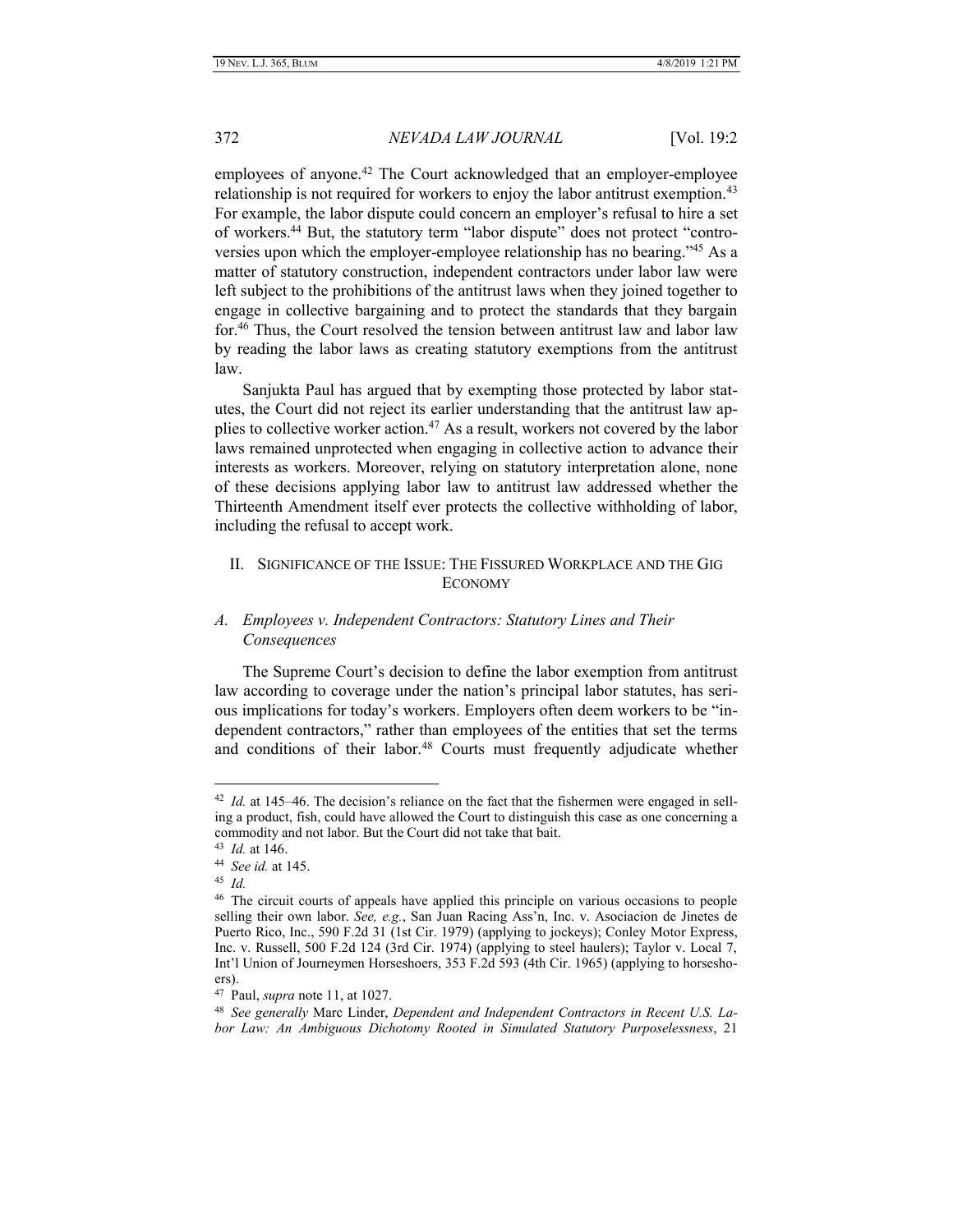employees of anyone.[42] The Court acknowledged that an employer-employee relationship is not required for workers to enjoy the labor antitrust exemption.[43] For example, the labor dispute could concern an employer's refusal to hire a set of workers.[44] But, the statutory term "labor dispute" does not protect "controversies upon which the employer-employee relationship has no bearing."[45] As a matter of statutory construction, independent contractors under labor law were left subject to the prohibitions of the antitrust laws when they joined together to engage in collective bargaining and to protect the standards that they bargain for.[46] Thus, the Court resolved the tension between antitrust law and labor law by reading the labor laws as creating statutory exemptions from the antitrust law.

Sanjukta Paul has argued that by exempting those protected by labor statutes, the Court did not reject its earlier understanding that the antitrust law applies to collective worker action.[47] As a result, workers not covered by the labor laws remained unprotected when engaging in collective action to advance their interests as workers. Moreover, relying on statutory interpretation alone, none of these decisions applying labor law to antitrust law addressed whether the Thirteenth Amendment itself ever protects the collective withholding of labor, including the refusal to accept work.

## II. Significance of the Issue: The Fissured Workplace and the Gig Economy

### *A. Employees v. Independent Contractors: Statutory Lines and Their Consequences*

The Supreme Court's decision to define the labor exemption from antitrust law according to coverage under the nation's principal labor statutes, has serious implications for today's workers. Employers often deem workers to be "independent contractors," rather than employees of the entities that set the terms and conditions of their labor.[48] Courts must frequently adjudicate whether

---

[42] *Id.* at 145–46. The decision's reliance on the fact that the fishermen were engaged in selling a product, fish, could have allowed the Court to distinguish this case as one concerning a commodity and not labor. But the Court did not take that bait.

[43] *Id.* at 146.

[44] *See id.* at 145.

[45] *Id.*

[46] The circuit courts of appeals have applied this principle on various occasions to people selling their own labor. *See, e.g.*, San Juan Racing Ass'n, Inc. v. Asociacion de Jinetes de Puerto Rico, Inc., 590 F.2d 31 (1st Cir. 1979) (applying to jockeys); Conley Motor Express, Inc. v. Russell, 500 F.2d 124 (3rd Cir. 1974) (applying to steel haulers); Taylor v. Local 7, Int'l Union of Journeymen Horseshoers, 353 F.2d 593 (4th Cir. 1965) (applying to horseshoers).

[47] Paul, *supra* note 11, at 1027.

[48] *See generally* Marc Linder, *Dependent and Independent Contractors in Recent U.S. Labor Law: An Ambiguous Dichotomy Rooted in Simulated Statutory Purposelessness*, 21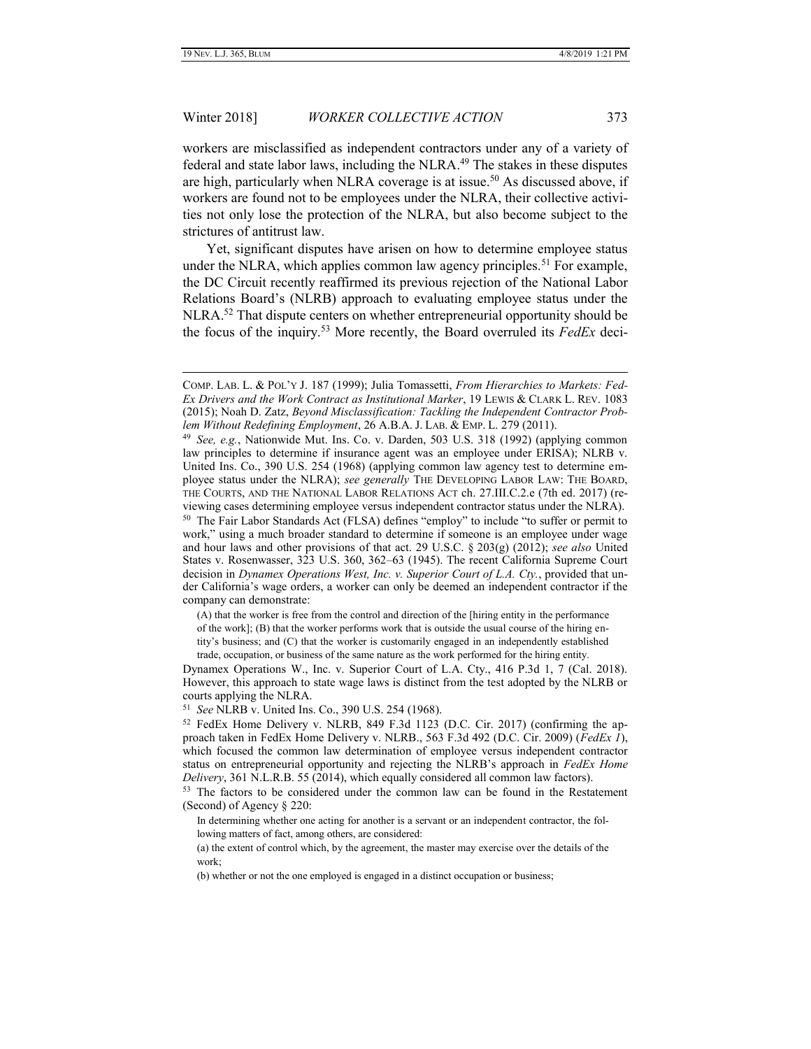workers are misclassified as independent contractors under any of a variety of federal and state labor laws, including the NLRA.[49] The stakes in these disputes are high, particularly when NLRA coverage is at issue.[50] As discussed above, if workers are found not to be employees under the NLRA, their collective activities not only lose the protection of the NLRA, but also become subject to the strictures of antitrust law.

Yet, significant disputes have arisen on how to determine employee status under the NLRA, which applies common law agency principles.[51] For example, the DC Circuit recently reaffirmed its previous rejection of the National Labor Relations Board's (NLRB) approach to evaluating employee status under the NLRA.[52] That dispute centers on whether entrepreneurial opportunity should be the focus of the inquiry.[53] More recently, the Board overruled its *FedEx* deci-

---

COMP. LAB. L. & POL'Y J. 187 (1999); Julia Tomassetti, *From Hierarchies to Markets: FedEx Drivers and the Work Contract as Institutional Marker*, 19 LEWIS & CLARK L. REV. 1083 (2015); Noah D. Zatz, *Beyond Misclassification: Tackling the Independent Contractor Problem Without Redefining Employment*, 26 A.B.A. J. LAB. & EMP. L. 279 (2011).

[49] *See, e.g.*, Nationwide Mut. Ins. Co. v. Darden, 503 U.S. 318 (1992) (applying common law principles to determine if insurance agent was an employee under ERISA); NLRB v. United Ins. Co., 390 U.S. 254 (1968) (applying common law agency test to determine employee status under the NLRA); *see generally* THE DEVELOPING LABOR LAW: THE BOARD, THE COURTS, AND THE NATIONAL LABOR RELATIONS ACT ch. 27.III.C.2.e (7th ed. 2017) (reviewing cases determining employee versus independent contractor status under the NLRA).

[50] The Fair Labor Standards Act (FLSA) defines "employ" to include "to suffer or permit to work," using a much broader standard to determine if someone is an employee under wage and hour laws and other provisions of that act. 29 U.S.C. § 203(g) (2012); *see also* United States v. Rosenwasser, 323 U.S. 360, 362–63 (1945). The recent California Supreme Court decision in *Dynamex Operations West, Inc. v. Superior Court of L.A. Cty.*, provided that under California's wage orders, a worker can only be deemed an independent contractor if the company can demonstrate:

> (A) that the worker is free from the control and direction of the [hiring entity in the performance of the work]; (B) that the worker performs work that is outside the usual course of the hiring entity's business; and (C) that the worker is customarily engaged in an independently established trade, occupation, or business of the same nature as the work performed for the hiring entity.

Dynamex Operations W., Inc. v. Superior Court of L.A. Cty., 416 P.3d 1, 7 (Cal. 2018). However, this approach to state wage laws is distinct from the test adopted by the NLRB or courts applying the NLRA.

[51] *See* NLRB v. United Ins. Co., 390 U.S. 254 (1968).

[52] FedEx Home Delivery v. NLRB, 849 F.3d 1123 (D.C. Cir. 2017) (confirming the approach taken in FedEx Home Delivery v. NLRB., 563 F.3d 492 (D.C. Cir. 2009) (*FedEx I*), which focused the common law determination of employee versus independent contractor status on entrepreneurial opportunity and rejecting the NLRB's approach in *FedEx Home Delivery*, 361 N.L.R.B. 55 (2014), which equally considered all common law factors).

[53] The factors to be considered under the common law can be found in the Restatement (Second) of Agency § 220:

> In determining whether one acting for another is a servant or an independent contractor, the following matters of fact, among others, are considered:
>
> (a) the extent of control which, by the agreement, the master may exercise over the details of the work;
>
> (b) whether or not the one employed is engaged in a distinct occupation or business;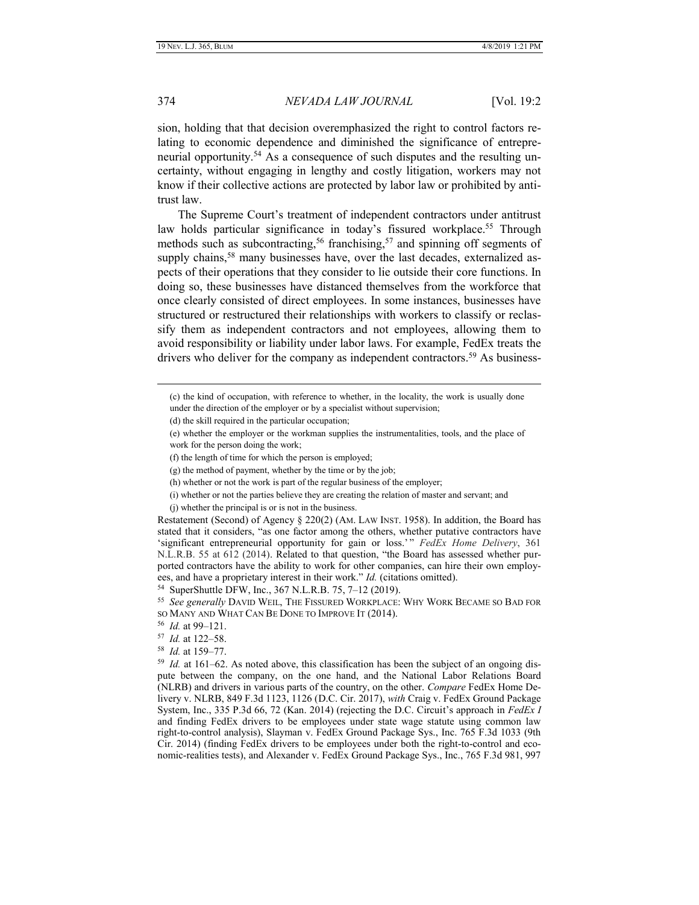sion, holding that that decision overemphasized the right to control factors relating to economic dependence and diminished the significance of entrepreneurial opportunity.[54] As a consequence of such disputes and the resulting uncertainty, without engaging in lengthy and costly litigation, workers may not know if their collective actions are protected by labor law or prohibited by antitrust law.

The Supreme Court's treatment of independent contractors under antitrust law holds particular significance in today's fissured workplace.[55] Through methods such as subcontracting,[56] franchising,[57] and spinning off segments of supply chains,[58] many businesses have, over the last decades, externalized aspects of their operations that they consider to lie outside their core functions. In doing so, these businesses have distanced themselves from the workforce that once clearly consisted of direct employees. In some instances, businesses have structured or restructured their relationships with workers to classify or reclassify them as independent contractors and not employees, allowing them to avoid responsibility or liability under labor laws. For example, FedEx treats the drivers who deliver for the company as independent contractors.[59] As business-

---

(c) the kind of occupation, with reference to whether, in the locality, the work is usually done under the direction of the employer or by a specialist without supervision;

(d) the skill required in the particular occupation;

(e) whether the employer or the workman supplies the instrumentalities, tools, and the place of work for the person doing the work;

(f) the length of time for which the person is employed;

(g) the method of payment, whether by the time or by the job;

(h) whether or not the work is part of the regular business of the employer;

(i) whether or not the parties believe they are creating the relation of master and servant; and

(j) whether the principal is or is not in the business.

Restatement (Second) of Agency § 220(2) (AM. LAW INST. 1958). In addition, the Board has stated that it considers, "as one factor among the others, whether putative contractors have 'significant entrepreneurial opportunity for gain or loss.'" *FedEx Home Delivery*, 361 N.L.R.B. 55 at 612 (2014). Related to that question, "the Board has assessed whether purported contractors have the ability to work for other companies, can hire their own employees, and have a proprietary interest in their work." *Id.* (citations omitted).

[54] SuperShuttle DFW, Inc., 367 N.L.R.B. 75, 7–12 (2019).

[55] *See generally* DAVID WEIL, THE FISSURED WORKPLACE: WHY WORK BECAME SO BAD FOR SO MANY AND WHAT CAN BE DONE TO IMPROVE IT (2014).

[56] *Id.* at 99–121.

[57] *Id.* at 122–58.

[58] *Id.* at 159–77.

[59] *Id.* at 161–62. As noted above, this classification has been the subject of an ongoing dispute between the company, on the one hand, and the National Labor Relations Board (NLRB) and drivers in various parts of the country, on the other. *Compare* FedEx Home Delivery v. NLRB, 849 F.3d 1123, 1126 (D.C. Cir. 2017), *with* Craig v. FedEx Ground Package System, Inc., 335 P.3d 66, 72 (Kan. 2014) (rejecting the D.C. Circuit's approach in *FedEx I* and finding FedEx drivers to be employees under state wage statute using common law right-to-control analysis), Slayman v. FedEx Ground Package Sys., Inc. 765 F.3d 1033 (9th Cir. 2014) (finding FedEx drivers to be employees under both the right-to-control and economic-realities tests), and Alexander v. FedEx Ground Package Sys., Inc., 765 F.3d 981, 997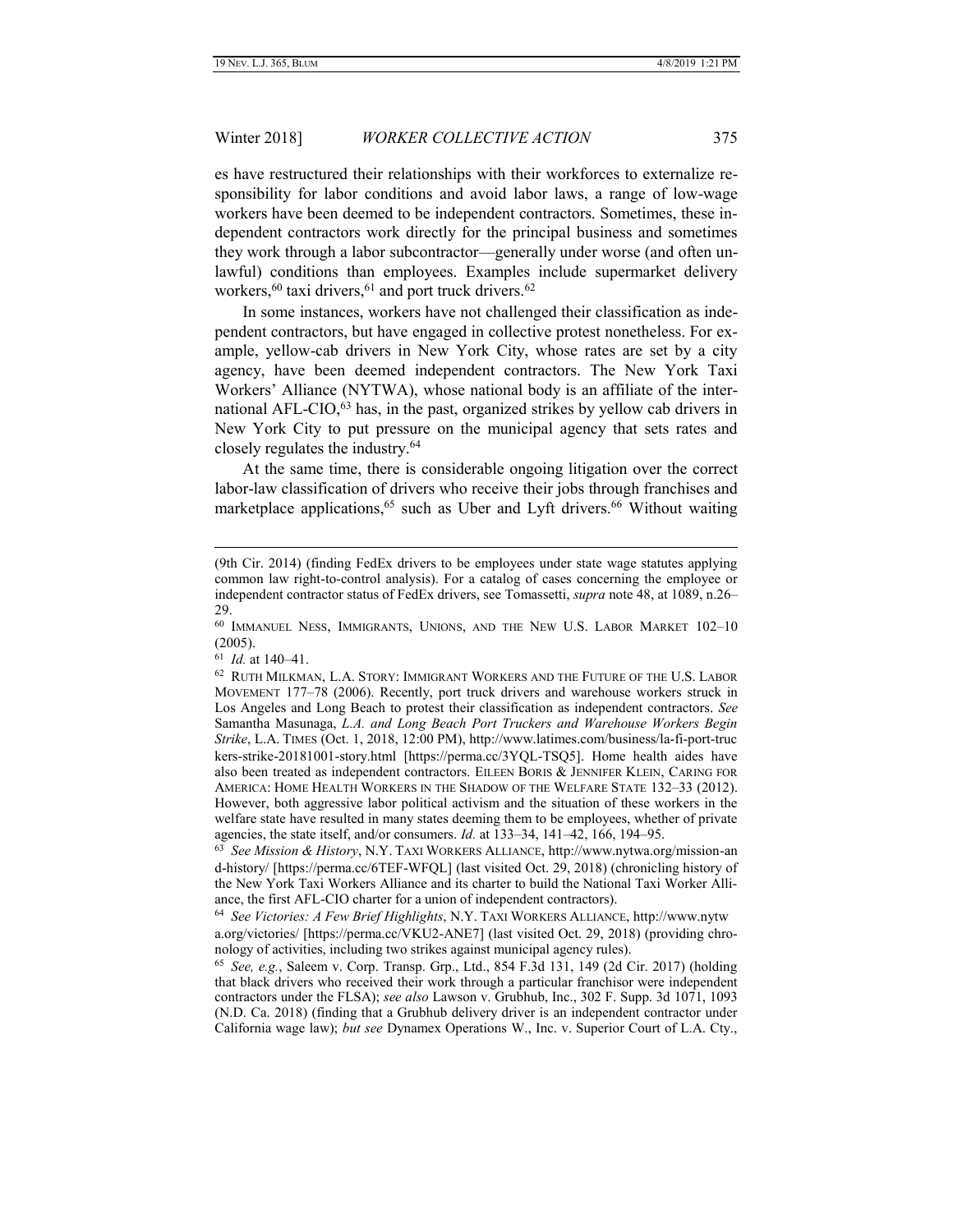es have restructured their relationships with their workforces to externalize responsibility for labor conditions and avoid labor laws, a range of low-wage workers have been deemed to be independent contractors. Sometimes, these independent contractors work directly for the principal business and sometimes they work through a labor subcontractor—generally under worse (and often unlawful) conditions than employees. Examples include supermarket delivery workers,[60] taxi drivers,[61] and port truck drivers.[62]

In some instances, workers have not challenged their classification as independent contractors, but have engaged in collective protest nonetheless. For example, yellow-cab drivers in New York City, whose rates are set by a city agency, have been deemed independent contractors. The New York Taxi Workers' Alliance (NYTWA), whose national body is an affiliate of the international AFL-CIO,[63] has, in the past, organized strikes by yellow cab drivers in New York City to put pressure on the municipal agency that sets rates and closely regulates the industry.[64]

At the same time, there is considerable ongoing litigation over the correct labor-law classification of drivers who receive their jobs through franchises and marketplace applications,[65] such as Uber and Lyft drivers.[66] Without waiting

---

(9th Cir. 2014) (finding FedEx drivers to be employees under state wage statutes applying common law right-to-control analysis). For a catalog of cases concerning the employee or independent contractor status of FedEx drivers, see Tomassetti, *supra* note 48, at 1089, n.26–29.

[60] IMMANUEL NESS, IMMIGRANTS, UNIONS, AND THE NEW U.S. LABOR MARKET 102–10 (2005).

[61] *Id.* at 140–41.

[62] RUTH MILKMAN, L.A. STORY: IMMIGRANT WORKERS AND THE FUTURE OF THE U.S. LABOR MOVEMENT 177–78 (2006). Recently, port truck drivers and warehouse workers struck in Los Angeles and Long Beach to protest their classification as independent contractors. *See* Samantha Masunaga, *L.A. and Long Beach Port Truckers and Warehouse Workers Begin Strike*, L.A. TIMES (Oct. 1, 2018, 12:00 PM), http://www.latimes.com/business/la-fi-port-truckers-strike-20181001-story.html [https://perma.cc/3YQL-TSQ5]. Home health aides have also been treated as independent contractors. EILEEN BORIS & JENNIFER KLEIN, CARING FOR AMERICA: HOME HEALTH WORKERS IN THE SHADOW OF THE WELFARE STATE 132–33 (2012). However, both aggressive labor political activism and the situation of these workers in the welfare state have resulted in many states deeming them to be employees, whether of private agencies, the state itself, and/or consumers. *Id.* at 133–34, 141–42, 166, 194–95.

[63] *See Mission & History*, N.Y. TAXI WORKERS ALLIANCE, http://www.nytwa.org/mission-and-history/ [https://perma.cc/6TEF-WFQL] (last visited Oct. 29, 2018) (chronicling history of the New York Taxi Workers Alliance and its charter to build the National Taxi Worker Alliance, the first AFL-CIO charter for a union of independent contractors).

[64] *See Victories: A Few Brief Highlights*, N.Y. TAXI WORKERS ALLIANCE, http://www.nytwa.org/victories/ [https://perma.cc/VKU2-ANE7] (last visited Oct. 29, 2018) (providing chronology of activities, including two strikes against municipal agency rules).

[65] *See, e.g.*, Saleem v. Corp. Transp. Grp., Ltd., 854 F.3d 131, 149 (2d Cir. 2017) (holding that black drivers who received their work through a particular franchisor were independent contractors under the FLSA); *see also* Lawson v. Grubhub, Inc., 302 F. Supp. 3d 1071, 1093 (N.D. Ca. 2018) (finding that a Grubhub delivery driver is an independent contractor under California wage law); *but see* Dynamex Operations W., Inc. v. Superior Court of L.A. Cty.,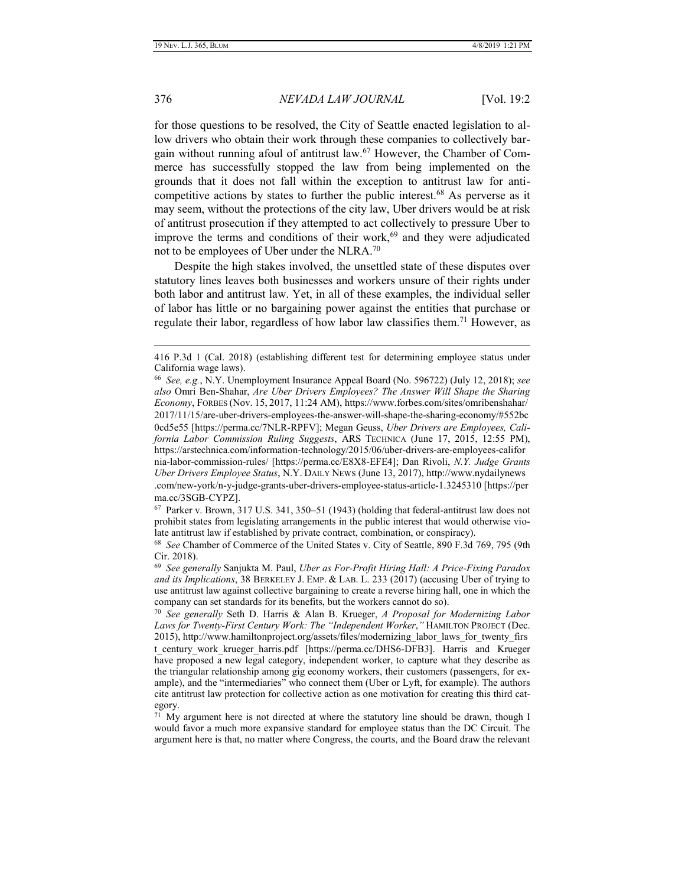for those questions to be resolved, the City of Seattle enacted legislation to allow drivers who obtain their work through these companies to collectively bargain without running afoul of antitrust law.[67] However, the Chamber of Commerce has successfully stopped the law from being implemented on the grounds that it does not fall within the exception to antitrust law for anticompetitive actions by states to further the public interest.[68] As perverse as it may seem, without the protections of the city law, Uber drivers would be at risk of antitrust prosecution if they attempted to act collectively to pressure Uber to improve the terms and conditions of their work,[69] and they were adjudicated not to be employees of Uber under the NLRA.[70]

Despite the high stakes involved, the unsettled state of these disputes over statutory lines leaves both businesses and workers unsure of their rights under both labor and antitrust law. Yet, in all of these examples, the individual seller of labor has little or no bargaining power against the entities that purchase or regulate their labor, regardless of how labor law classifies them.[71] However, as

---

416 P.3d 1 (Cal. 2018) (establishing different test for determining employee status under California wage laws).

[66] *See, e.g.*, N.Y. Unemployment Insurance Appeal Board (No. 596722) (July 12, 2018); *see also* Omri Ben-Shahar, *Are Uber Drivers Employees? The Answer Will Shape the Sharing Economy*, FORBES (Nov. 15, 2017, 11:24 AM), https://www.forbes.com/sites/omribenshahar/2017/11/15/are-uber-drivers-employees-the-answer-will-shape-the-sharing-economy/#552bc0cd5e55 [https://perma.cc/7NLR-RPFV]; Megan Geuss, *Uber Drivers are Employees, California Labor Commission Ruling Suggests*, ARS TECHNICA (June 17, 2015, 12:55 PM), https://arstechnica.com/information-technology/2015/06/uber-drivers-are-employees-california-labor-commission-rules/ [https://perma.cc/E8X8-EFE4]; Dan Rivoli, *N.Y. Judge Grants Uber Drivers Employee Status*, N.Y. DAILY NEWS (June 13, 2017), http://www.nydailynews.com/new-york/n-y-judge-grants-uber-drivers-employee-status-article-1.3245310 [https://perma.cc/3SGB-CYPZ].

[67] Parker v. Brown, 317 U.S. 341, 350–51 (1943) (holding that federal-antitrust law does not prohibit states from legislating arrangements in the public interest that would otherwise violate antitrust law if established by private contract, combination, or conspiracy).

[68] *See* Chamber of Commerce of the United States v. City of Seattle, 890 F.3d 769, 795 (9th Cir. 2018).

[69] *See generally* Sanjukta M. Paul, *Uber as For-Profit Hiring Hall: A Price-Fixing Paradox and its Implications*, 38 BERKELEY J. EMP. & LAB. L. 233 (2017) (accusing Uber of trying to use antitrust law against collective bargaining to create a reverse hiring hall, one in which the company can set standards for its benefits, but the workers cannot do so).

[70] *See generally* Seth D. Harris & Alan B. Krueger, *A Proposal for Modernizing Labor Laws for Twenty-First Century Work: The "Independent Worker*,*"* HAMILTON PROJECT (Dec. 2015), http://www.hamiltonproject.org/assets/files/modernizing_labor_laws_for_twenty_first_century_work_krueger_harris.pdf [https://perma.cc/DHS6-DFB3]. Harris and Krueger have proposed a new legal category, independent worker, to capture what they describe as the triangular relationship among gig economy workers, their customers (passengers, for example), and the "intermediaries" who connect them (Uber or Lyft, for example). The authors cite antitrust law protection for collective action as one motivation for creating this third category.

[71] My argument here is not directed at where the statutory line should be drawn, though I would favor a much more expansive standard for employee status than the DC Circuit. The argument here is that, no matter where Congress, the courts, and the Board draw the relevant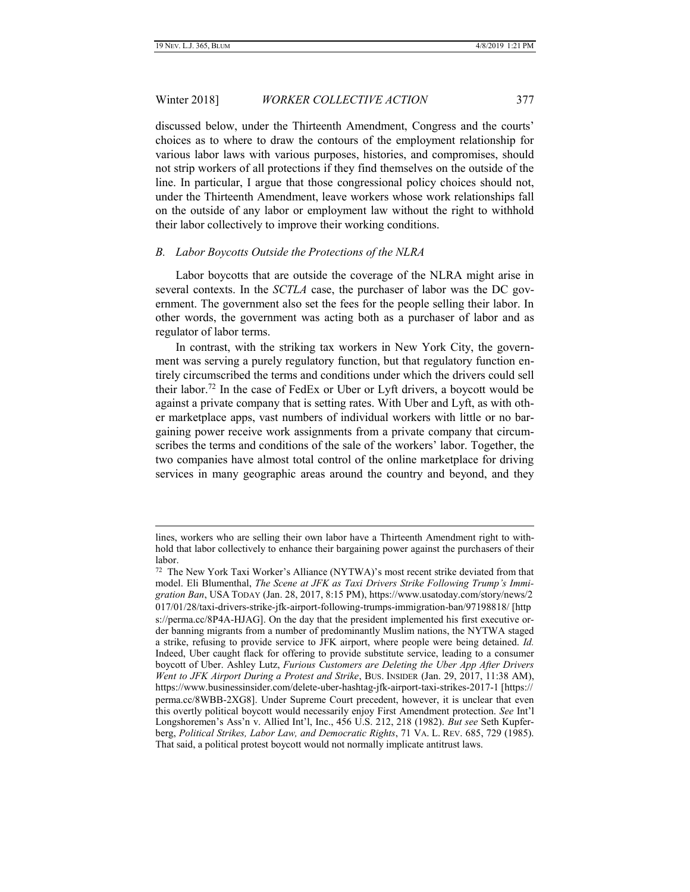discussed below, under the Thirteenth Amendment, Congress and the courts' choices as to where to draw the contours of the employment relationship for various labor laws with various purposes, histories, and compromises, should not strip workers of all protections if they find themselves on the outside of the line. In particular, I argue that those congressional policy choices should not, under the Thirteenth Amendment, leave workers whose work relationships fall on the outside of any labor or employment law without the right to withhold their labor collectively to improve their working conditions.

### *B. Labor Boycotts Outside the Protections of the NLRA*

Labor boycotts that are outside the coverage of the NLRA might arise in several contexts. In the *SCTLA* case, the purchaser of labor was the DC government. The government also set the fees for the people selling their labor. In other words, the government was acting both as a purchaser of labor and as regulator of labor terms.

In contrast, with the striking tax workers in New York City, the government was serving a purely regulatory function, but that regulatory function entirely circumscribed the terms and conditions under which the drivers could sell their labor.[72] In the case of FedEx or Uber or Lyft drivers, a boycott would be against a private company that is setting rates. With Uber and Lyft, as with other marketplace apps, vast numbers of individual workers with little or no bargaining power receive work assignments from a private company that circumscribes the terms and conditions of the sale of the workers' labor. Together, the two companies have almost total control of the online marketplace for driving services in many geographic areas around the country and beyond, and they

---

lines, workers who are selling their own labor have a Thirteenth Amendment right to withhold that labor collectively to enhance their bargaining power against the purchasers of their labor.

[72] The New York Taxi Worker's Alliance (NYTWA)'s most recent strike deviated from that model. Eli Blumenthal, *The Scene at JFK as Taxi Drivers Strike Following Trump's Immigration Ban*, USA TODAY (Jan. 28, 2017, 8:15 PM), https://www.usatoday.com/story/news/2017/01/28/taxi-drivers-strike-jfk-airport-following-trumps-immigration-ban/97198818/ [https://perma.cc/8P4A-HJAG]. On the day that the president implemented his first executive order banning migrants from a number of predominantly Muslim nations, the NYTWA staged a strike, refusing to provide service to JFK airport, where people were being detained. *Id.* Indeed, Uber caught flack for offering to provide substitute service, leading to a consumer boycott of Uber. Ashley Lutz, *Furious Customers are Deleting the Uber App After Drivers Went to JFK Airport During a Protest and Strike*, BUS. INSIDER (Jan. 29, 2017, 11:38 AM), https://www.businessinsider.com/delete-uber-hashtag-jfk-airport-taxi-strikes-2017-1 [https://perma.cc/8WBB-2XG8]. Under Supreme Court precedent, however, it is unclear that even this overtly political boycott would necessarily enjoy First Amendment protection. *See* Int'l Longshoremen's Ass'n v. Allied Int'l, Inc., 456 U.S. 212, 218 (1982). *But see* Seth Kupferberg, *Political Strikes, Labor Law, and Democratic Rights*, 71 VA. L. REV. 685, 729 (1985). That said, a political protest boycott would not normally implicate antitrust laws.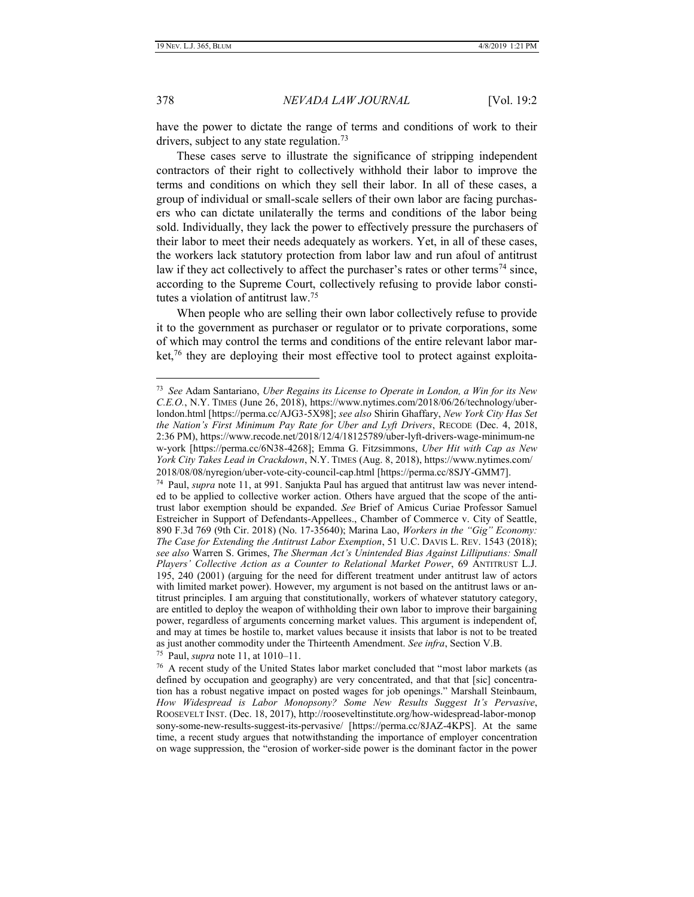have the power to dictate the range of terms and conditions of work to their drivers, subject to any state regulation.[73]

These cases serve to illustrate the significance of stripping independent contractors of their right to collectively withhold their labor to improve the terms and conditions on which they sell their labor. In all of these cases, a group of individual or small-scale sellers of their own labor are facing purchasers who can dictate unilaterally the terms and conditions of the labor being sold. Individually, they lack the power to effectively pressure the purchasers of their labor to meet their needs adequately as workers. Yet, in all of these cases, the workers lack statutory protection from labor law and run afoul of antitrust law if they act collectively to affect the purchaser's rates or other terms[74] since, according to the Supreme Court, collectively refusing to provide labor constitutes a violation of antitrust law.[75]

When people who are selling their own labor collectively refuse to provide it to the government as purchaser or regulator or to private corporations, some of which may control the terms and conditions of the entire relevant labor market,[76] they are deploying their most effective tool to protect against exploita-

---

[73] *See* Adam Santariano, *Uber Regains its License to Operate in London, a Win for its New C.E.O.*, N.Y. TIMES (June 26, 2018), https://www.nytimes.com/2018/06/26/technology/uber-london.html [https://perma.cc/AJG3-5X98]; *see also* Shirin Ghaffary, *New York City Has Set the Nation's First Minimum Pay Rate for Uber and Lyft Drivers*, RECODE (Dec. 4, 2018, 2:36 PM), https://www.recode.net/2018/12/4/18125789/uber-lyft-drivers-wage-minimum-new-york [https://perma.cc/6N38-4268]; Emma G. Fitzsimmons, *Uber Hit with Cap as New York City Takes Lead in Crackdown*, N.Y. TIMES (Aug. 8, 2018), https://www.nytimes.com/2018/08/08/nyregion/uber-vote-city-council-cap.html [https://perma.cc/8SJY-GMM7].

[74] Paul, *supra* note 11, at 991. Sanjukta Paul has argued that antitrust law was never intended to be applied to collective worker action. Others have argued that the scope of the antitrust labor exemption should be expanded. *See* Brief of Amicus Curiae Professor Samuel Estreicher in Support of Defendants-Appellees., Chamber of Commerce v. City of Seattle, 890 F.3d 769 (9th Cir. 2018) (No. 17-35640); Marina Lao, *Workers in the "Gig" Economy: The Case for Extending the Antitrust Labor Exemption*, 51 U.C. DAVIS L. REV. 1543 (2018); *see also* Warren S. Grimes, *The Sherman Act's Unintended Bias Against Lilliputians: Small Players' Collective Action as a Counter to Relational Market Power*, 69 ANTITRUST L.J. 195, 240 (2001) (arguing for the need for different treatment under antitrust law of actors with limited market power). However, my argument is not based on the antitrust laws or antitrust principles. I am arguing that constitutionally, workers of whatever statutory category, are entitled to deploy the weapon of withholding their own labor to improve their bargaining power, regardless of arguments concerning market values. This argument is independent of, and may at times be hostile to, market values because it insists that labor is not to be treated as just another commodity under the Thirteenth Amendment. *See infra*, Section V.B.

[75] Paul, *supra* note 11, at 1010–11.

[76] A recent study of the United States labor market concluded that "most labor markets (as defined by occupation and geography) are very concentrated, and that that [sic] concentration has a robust negative impact on posted wages for job openings." Marshall Steinbaum, *How Widespread is Labor Monopsony? Some New Results Suggest It's Pervasive*, ROOSEVELT INST. (Dec. 18, 2017), http://rooseveltinstitute.org/how-widespread-labor-monopsony-some-new-results-suggest-its-pervasive/ [https://perma.cc/8JAZ-4KPS]. At the same time, a recent study argues that notwithstanding the importance of employer concentration on wage suppression, the "erosion of worker-side power is the dominant factor in the power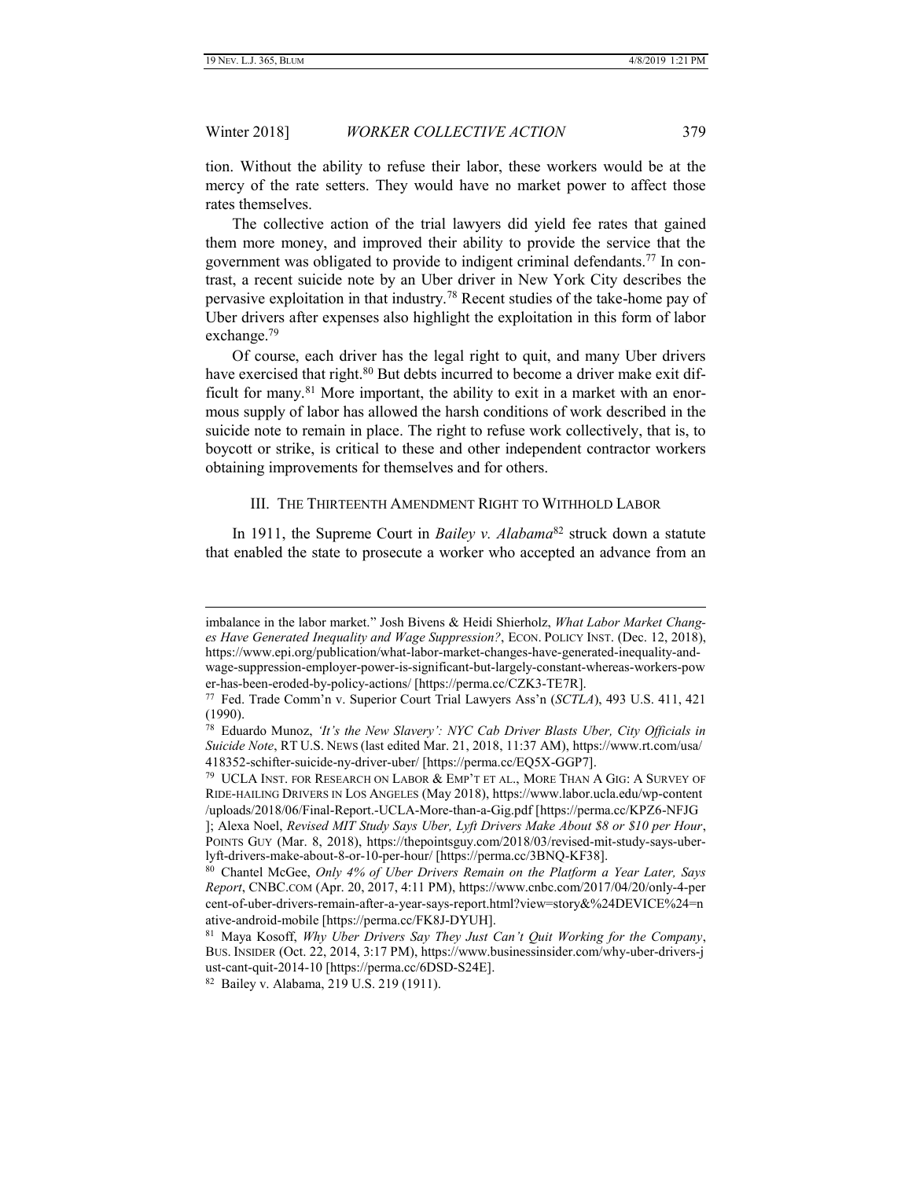tion. Without the ability to refuse their labor, these workers would be at the mercy of the rate setters. They would have no market power to affect those rates themselves.

The collective action of the trial lawyers did yield fee rates that gained them more money, and improved their ability to provide the service that the government was obligated to provide to indigent criminal defendants.[77] In contrast, a recent suicide note by an Uber driver in New York City describes the pervasive exploitation in that industry.[78] Recent studies of the take-home pay of Uber drivers after expenses also highlight the exploitation in this form of labor exchange.[79]

Of course, each driver has the legal right to quit, and many Uber drivers have exercised that right.[80] But debts incurred to become a driver make exit difficult for many.[81] More important, the ability to exit in a market with an enormous supply of labor has allowed the harsh conditions of work described in the suicide note to remain in place. The right to refuse work collectively, that is, to boycott or strike, is critical to these and other independent contractor workers obtaining improvements for themselves and for others.

## III. THE THIRTEENTH AMENDMENT RIGHT TO WITHHOLD LABOR

In 1911, the Supreme Court in *Bailey v. Alabama*[82] struck down a statute that enabled the state to prosecute a worker who accepted an advance from an

---

imbalance in the labor market." Josh Bivens & Heidi Shierholz, *What Labor Market Changes Have Generated Inequality and Wage Suppression?*, ECON. POLICY INST. (Dec. 12, 2018), https://www.epi.org/publication/what-labor-market-changes-have-generated-inequality-and-wage-suppression-employer-power-is-significant-but-largely-constant-whereas-workers-power-has-been-eroded-by-policy-actions/ [https://perma.cc/CZK3-TE7R].

[77] Fed. Trade Comm'n v. Superior Court Trial Lawyers Ass'n (*SCTLA*), 493 U.S. 411, 421 (1990).

[78] Eduardo Munoz, *'It's the New Slavery': NYC Cab Driver Blasts Uber, City Officials in Suicide Note*, RT U.S. NEWS (last edited Mar. 21, 2018, 11:37 AM), https://www.rt.com/usa/418352-schifter-suicide-ny-driver-uber/ [https://perma.cc/EQ5X-GGP7].

[79] UCLA INST. FOR RESEARCH ON LABOR & EMP'T ET AL., MORE THAN A GIG: A SURVEY OF RIDE-HAILING DRIVERS IN LOS ANGELES (May 2018), https://www.labor.ucla.edu/wp-content/uploads/2018/06/Final-Report.-UCLA-More-than-a-Gig.pdf [https://perma.cc/KPZ6-NFJG]; Alexa Noel, *Revised MIT Study Says Uber, Lyft Drivers Make About $8 or $10 per Hour*, POINTS GUY (Mar. 8, 2018), https://thepointsguy.com/2018/03/revised-mit-study-says-uber-lyft-drivers-make-about-8-or-10-per-hour/ [https://perma.cc/3BNQ-KF38].

[80] Chantel McGee, *Only 4% of Uber Drivers Remain on the Platform a Year Later, Says Report*, CNBC.COM (Apr. 20, 2017, 4:11 PM), https://www.cnbc.com/2017/04/20/only-4-percent-of-uber-drivers-remain-after-a-year-says-report.html?view=story&%24DEVICE%24=native-android-mobile [https://perma.cc/FK8J-DYUH].

[81] Maya Kosoff, *Why Uber Drivers Say They Just Can't Quit Working for the Company*, BUS. INSIDER (Oct. 22, 2014, 3:17 PM), https://www.businessinsider.com/why-uber-drivers-just-cant-quit-2014-10 [https://perma.cc/6DSD-S24E].

[82] Bailey v. Alabama, 219 U.S. 219 (1911).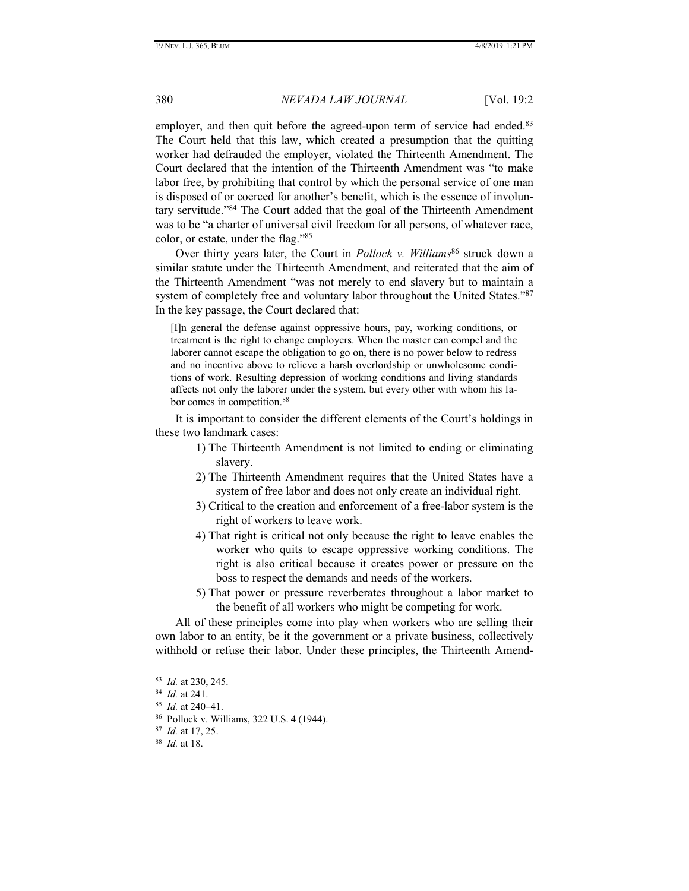employer, and then quit before the agreed-upon term of service had ended.[83] The Court held that this law, which created a presumption that the quitting worker had defrauded the employer, violated the Thirteenth Amendment. The Court declared that the intention of the Thirteenth Amendment was "to make labor free, by prohibiting that control by which the personal service of one man is disposed of or coerced for another's benefit, which is the essence of involuntary servitude."[84] The Court added that the goal of the Thirteenth Amendment was to be "a charter of universal civil freedom for all persons, of whatever race, color, or estate, under the flag."[85]

Over thirty years later, the Court in *Pollock v. Williams*[86] struck down a similar statute under the Thirteenth Amendment, and reiterated that the aim of the Thirteenth Amendment "was not merely to end slavery but to maintain a system of completely free and voluntary labor throughout the United States."[87] In the key passage, the Court declared that:

> [I]n general the defense against oppressive hours, pay, working conditions, or treatment is the right to change employers. When the master can compel and the laborer cannot escape the obligation to go on, there is no power below to redress and no incentive above to relieve a harsh overlordship or unwholesome conditions of work. Resulting depression of working conditions and living standards affects not only the laborer under the system, but every other with whom his labor comes in competition.[88]

It is important to consider the different elements of the Court's holdings in these two landmark cases:

1) The Thirteenth Amendment is not limited to ending or eliminating slavery.
2) The Thirteenth Amendment requires that the United States have a system of free labor and does not only create an individual right.
3) Critical to the creation and enforcement of a free-labor system is the right of workers to leave work.
4) That right is critical not only because the right to leave enables the worker who quits to escape oppressive working conditions. The right is also critical because it creates power or pressure on the boss to respect the demands and needs of the workers.
5) That power or pressure reverberates throughout a labor market to the benefit of all workers who might be competing for work.

All of these principles come into play when workers who are selling their own labor to an entity, be it the government or a private business, collectively withhold or refuse their labor. Under these principles, the Thirteenth Amend-

---

[83] *Id.* at 230, 245.

[84] *Id.* at 241.

[85] *Id.* at 240–41.

[86] Pollock v. Williams, 322 U.S. 4 (1944).

[87] *Id.* at 17, 25.

[88] *Id.* at 18.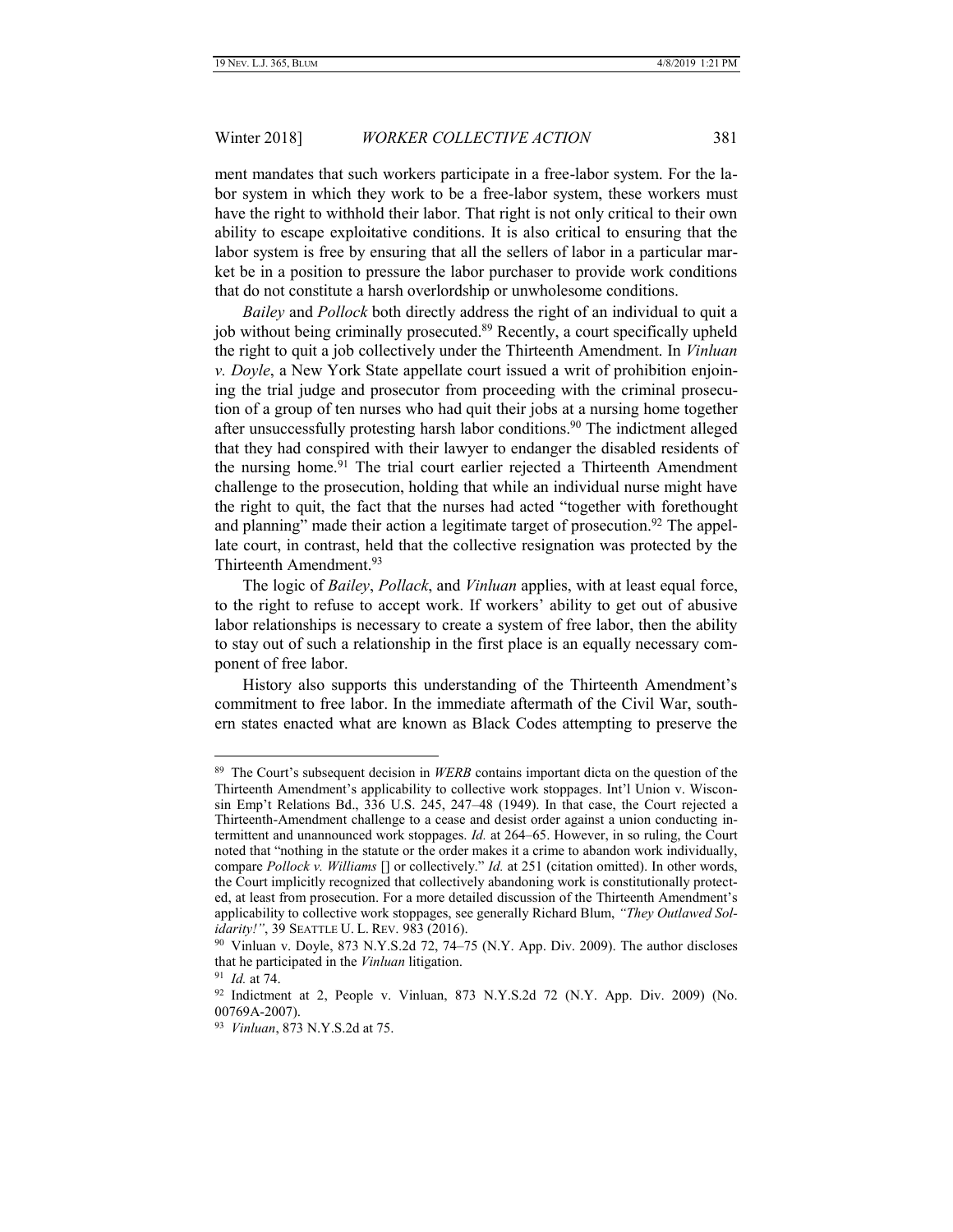ment mandates that such workers participate in a free-labor system. For the labor system in which they work to be a free-labor system, these workers must have the right to withhold their labor. That right is not only critical to their own ability to escape exploitative conditions. It is also critical to ensuring that the labor system is free by ensuring that all the sellers of labor in a particular market be in a position to pressure the labor purchaser to provide work conditions that do not constitute a harsh overlordship or unwholesome conditions.

*Bailey* and *Pollock* both directly address the right of an individual to quit a job without being criminally prosecuted.[89] Recently, a court specifically upheld the right to quit a job collectively under the Thirteenth Amendment. In *Vinluan v. Doyle*, a New York State appellate court issued a writ of prohibition enjoining the trial judge and prosecutor from proceeding with the criminal prosecution of a group of ten nurses who had quit their jobs at a nursing home together after unsuccessfully protesting harsh labor conditions.[90] The indictment alleged that they had conspired with their lawyer to endanger the disabled residents of the nursing home.[91] The trial court earlier rejected a Thirteenth Amendment challenge to the prosecution, holding that while an individual nurse might have the right to quit, the fact that the nurses had acted "together with forethought and planning" made their action a legitimate target of prosecution.[92] The appellate court, in contrast, held that the collective resignation was protected by the Thirteenth Amendment.[93]

The logic of *Bailey*, *Pollack*, and *Vinluan* applies, with at least equal force, to the right to refuse to accept work. If workers' ability to get out of abusive labor relationships is necessary to create a system of free labor, then the ability to stay out of such a relationship in the first place is an equally necessary component of free labor.

History also supports this understanding of the Thirteenth Amendment's commitment to free labor. In the immediate aftermath of the Civil War, southern states enacted what are known as Black Codes attempting to preserve the

---

[89] The Court's subsequent decision in *WERB* contains important dicta on the question of the Thirteenth Amendment's applicability to collective work stoppages. Int'l Union v. Wisconsin Emp't Relations Bd., 336 U.S. 245, 247–48 (1949). In that case, the Court rejected a Thirteenth-Amendment challenge to a cease and desist order against a union conducting intermittent and unannounced work stoppages. *Id.* at 264–65. However, in so ruling, the Court noted that "nothing in the statute or the order makes it a crime to abandon work individually, compare *Pollock v. Williams* [] or collectively." *Id.* at 251 (citation omitted). In other words, the Court implicitly recognized that collectively abandoning work is constitutionally protected, at least from prosecution. For a more detailed discussion of the Thirteenth Amendment's applicability to collective work stoppages, see generally Richard Blum, *"They Outlawed Solidarity!"*, 39 SEATTLE U. L. REV. 983 (2016).

[90] Vinluan v. Doyle, 873 N.Y.S.2d 72, 74–75 (N.Y. App. Div. 2009). The author discloses that he participated in the *Vinluan* litigation.

[91] *Id.* at 74.

[92] Indictment at 2, People v. Vinluan, 873 N.Y.S.2d 72 (N.Y. App. Div. 2009) (No. 00769A-2007).

[93] *Vinluan*, 873 N.Y.S.2d at 75.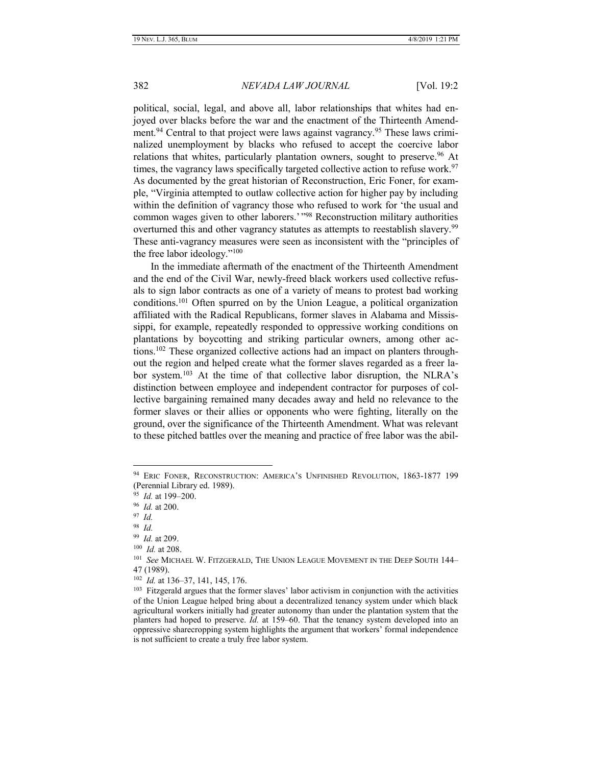political, social, legal, and above all, labor relationships that whites had enjoyed over blacks before the war and the enactment of the Thirteenth Amendment.[94] Central to that project were laws against vagrancy.[95] These laws criminalized unemployment by blacks who refused to accept the coercive labor relations that whites, particularly plantation owners, sought to preserve.[96] At times, the vagrancy laws specifically targeted collective action to refuse work.[97] As documented by the great historian of Reconstruction, Eric Foner, for example, "Virginia attempted to outlaw collective action for higher pay by including within the definition of vagrancy those who refused to work for 'the usual and common wages given to other laborers.'"[98] Reconstruction military authorities overturned this and other vagrancy statutes as attempts to reestablish slavery.[99] These anti-vagrancy measures were seen as inconsistent with the "principles of the free labor ideology."[100]

In the immediate aftermath of the enactment of the Thirteenth Amendment and the end of the Civil War, newly-freed black workers used collective refusals to sign labor contracts as one of a variety of means to protest bad working conditions.[101] Often spurred on by the Union League, a political organization affiliated with the Radical Republicans, former slaves in Alabama and Mississippi, for example, repeatedly responded to oppressive working conditions on plantations by boycotting and striking particular owners, among other actions.[102] These organized collective actions had an impact on planters throughout the region and helped create what the former slaves regarded as a freer labor system.[103] At the time of that collective labor disruption, the NLRA's distinction between employee and independent contractor for purposes of collective bargaining remained many decades away and held no relevance to the former slaves or their allies or opponents who were fighting, literally on the ground, over the significance of the Thirteenth Amendment. What was relevant to these pitched battles over the meaning and practice of free labor was the abil-

---

[94] ERIC FONER, RECONSTRUCTION: AMERICA'S UNFINISHED REVOLUTION, 1863-1877 199 (Perennial Library ed. 1989).

[95] *Id.* at 199–200.

[96] *Id.* at 200.

[97] *Id.*

[98] *Id.*

[99] *Id.* at 209.

[100] *Id.* at 208.

[101] *See* MICHAEL W. FITZGERALD, THE UNION LEAGUE MOVEMENT IN THE DEEP SOUTH 144–47 (1989).

[102] *Id.* at 136–37, 141, 145, 176.

[103] Fitzgerald argues that the former slaves' labor activism in conjunction with the activities of the Union League helped bring about a decentralized tenancy system under which black agricultural workers initially had greater autonomy than under the plantation system that the planters had hoped to preserve. *Id.* at 159–60. That the tenancy system developed into an oppressive sharecropping system highlights the argument that workers' formal independence is not sufficient to create a truly free labor system.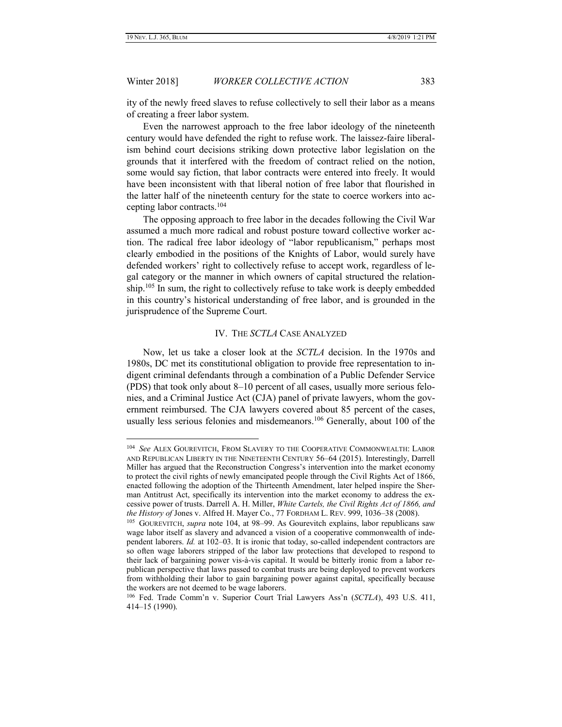ity of the newly freed slaves to refuse collectively to sell their labor as a means of creating a freer labor system.

Even the narrowest approach to the free labor ideology of the nineteenth century would have defended the right to refuse work. The laissez-faire liberalism behind court decisions striking down protective labor legislation on the grounds that it interfered with the freedom of contract relied on the notion, some would say fiction, that labor contracts were entered into freely. It would have been inconsistent with that liberal notion of free labor that flourished in the latter half of the nineteenth century for the state to coerce workers into accepting labor contracts.[104]

The opposing approach to free labor in the decades following the Civil War assumed a much more radical and robust posture toward collective worker action. The radical free labor ideology of "labor republicanism," perhaps most clearly embodied in the positions of the Knights of Labor, would surely have defended workers' right to collectively refuse to accept work, regardless of legal category or the manner in which owners of capital structured the relationship.[105] In sum, the right to collectively refuse to take work is deeply embedded in this country's historical understanding of free labor, and is grounded in the jurisprudence of the Supreme Court.

## IV. THE *SCTLA* CASE ANALYZED

Now, let us take a closer look at the *SCTLA* decision. In the 1970s and 1980s, DC met its constitutional obligation to provide free representation to indigent criminal defendants through a combination of a Public Defender Service (PDS) that took only about 8–10 percent of all cases, usually more serious felonies, and a Criminal Justice Act (CJA) panel of private lawyers, whom the government reimbursed. The CJA lawyers covered about 85 percent of the cases, usually less serious felonies and misdemeanors.[106] Generally, about 100 of the

---

[104] *See* ALEX GOUREVITCH, FROM SLAVERY TO THE COOPERATIVE COMMONWEALTH: LABOR AND REPUBLICAN LIBERTY IN THE NINETEENTH CENTURY 56–64 (2015). Interestingly, Darrell Miller has argued that the Reconstruction Congress's intervention into the market economy to protect the civil rights of newly emancipated people through the Civil Rights Act of 1866, enacted following the adoption of the Thirteenth Amendment, later helped inspire the Sherman Antitrust Act, specifically its intervention into the market economy to address the excessive power of trusts. Darrell A. H. Miller, *White Cartels, the Civil Rights Act of 1866, and the History of* Jones v. Alfred H. Mayer Co., 77 FORDHAM L. REV. 999, 1036–38 (2008).

[105] GOUREVITCH, *supra* note 104, at 98–99. As Gourevitch explains, labor republicans saw wage labor itself as slavery and advanced a vision of a cooperative commonwealth of independent laborers. *Id.* at 102–03. It is ironic that today, so-called independent contractors are so often wage laborers stripped of the labor law protections that developed to respond to their lack of bargaining power vis-à-vis capital. It would be bitterly ironic from a labor republican perspective that laws passed to combat trusts are being deployed to prevent workers from withholding their labor to gain bargaining power against capital, specifically because the workers are not deemed to be wage laborers.

[106] Fed. Trade Comm'n v. Superior Court Trial Lawyers Ass'n (*SCTLA*), 493 U.S. 411, 414–15 (1990).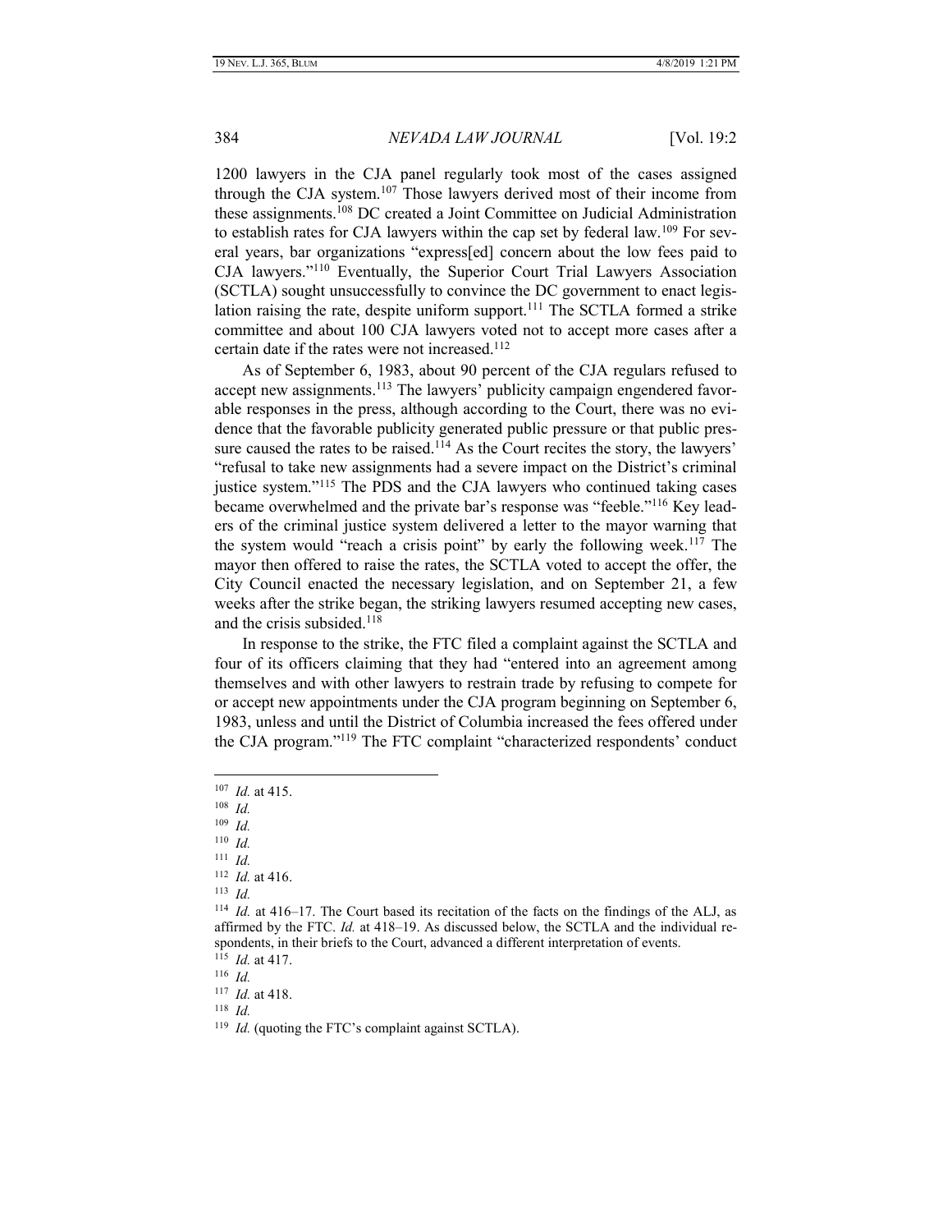1200 lawyers in the CJA panel regularly took most of the cases assigned through the CJA system.[107] Those lawyers derived most of their income from these assignments.[108] DC created a Joint Committee on Judicial Administration to establish rates for CJA lawyers within the cap set by federal law.[109] For several years, bar organizations "express[ed] concern about the low fees paid to CJA lawyers."[110] Eventually, the Superior Court Trial Lawyers Association (SCTLA) sought unsuccessfully to convince the DC government to enact legislation raising the rate, despite uniform support.[111] The SCTLA formed a strike committee and about 100 CJA lawyers voted not to accept more cases after a certain date if the rates were not increased.[112]

As of September 6, 1983, about 90 percent of the CJA regulars refused to accept new assignments.[113] The lawyers' publicity campaign engendered favorable responses in the press, although according to the Court, there was no evidence that the favorable publicity generated public pressure or that public pressure caused the rates to be raised.[114] As the Court recites the story, the lawyers' "refusal to take new assignments had a severe impact on the District's criminal justice system."[115] The PDS and the CJA lawyers who continued taking cases became overwhelmed and the private bar's response was "feeble."[116] Key leaders of the criminal justice system delivered a letter to the mayor warning that the system would "reach a crisis point" by early the following week.[117] The mayor then offered to raise the rates, the SCTLA voted to accept the offer, the City Council enacted the necessary legislation, and on September 21, a few weeks after the strike began, the striking lawyers resumed accepting new cases, and the crisis subsided.[118]

In response to the strike, the FTC filed a complaint against the SCTLA and four of its officers claiming that they had "entered into an agreement among themselves and with other lawyers to restrain trade by refusing to compete for or accept new appointments under the CJA program beginning on September 6, 1983, unless and until the District of Columbia increased the fees offered under the CJA program."[119] The FTC complaint "characterized respondents' conduct

---

[107] *Id.* at 415.

[108] *Id.*

[109] *Id.*

[110] *Id.*

[111] *Id.*

[112] *Id.* at 416.

[113] *Id.*

[114] *Id.* at 416–17. The Court based its recitation of the facts on the findings of the ALJ, as affirmed by the FTC. *Id.* at 418–19. As discussed below, the SCTLA and the individual respondents, in their briefs to the Court, advanced a different interpretation of events.

[115] *Id.* at 417.

[116] *Id.*

[117] *Id.* at 418.

[118] *Id.*

[119] *Id.* (quoting the FTC's complaint against SCTLA).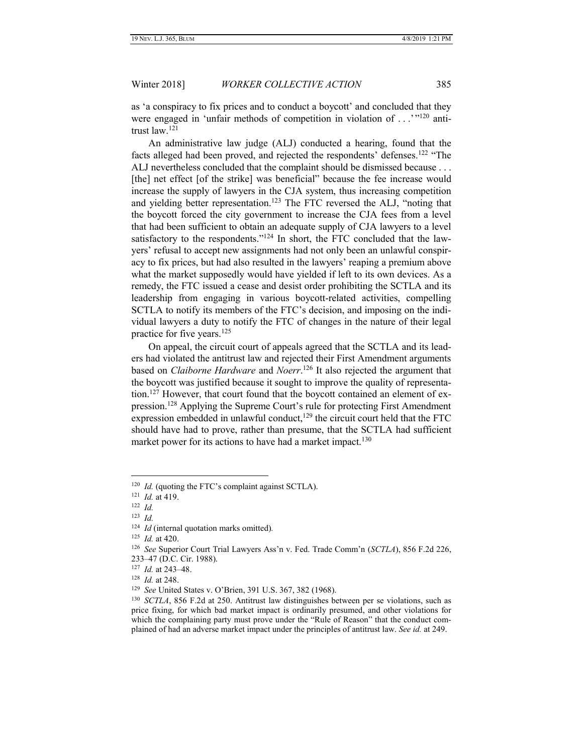as 'a conspiracy to fix prices and to conduct a boycott' and concluded that they were engaged in 'unfair methods of competition in violation of . . .'"[120] antitrust law.[121]

An administrative law judge (ALJ) conducted a hearing, found that the facts alleged had been proved, and rejected the respondents' defenses.[122] "The ALJ nevertheless concluded that the complaint should be dismissed because . . . [the] net effect [of the strike] was beneficial" because the fee increase would increase the supply of lawyers in the CJA system, thus increasing competition and yielding better representation.[123] The FTC reversed the ALJ, "noting that the boycott forced the city government to increase the CJA fees from a level that had been sufficient to obtain an adequate supply of CJA lawyers to a level satisfactory to the respondents."[124] In short, the FTC concluded that the lawyers' refusal to accept new assignments had not only been an unlawful conspiracy to fix prices, but had also resulted in the lawyers' reaping a premium above what the market supposedly would have yielded if left to its own devices. As a remedy, the FTC issued a cease and desist order prohibiting the SCTLA and its leadership from engaging in various boycott-related activities, compelling SCTLA to notify its members of the FTC's decision, and imposing on the individual lawyers a duty to notify the FTC of changes in the nature of their legal practice for five years.[125]

On appeal, the circuit court of appeals agreed that the SCTLA and its leaders had violated the antitrust law and rejected their First Amendment arguments based on *Claiborne Hardware* and *Noerr*.[126] It also rejected the argument that the boycott was justified because it sought to improve the quality of representation.[127] However, that court found that the boycott contained an element of expression.[128] Applying the Supreme Court's rule for protecting First Amendment expression embedded in unlawful conduct,[129] the circuit court held that the FTC should have had to prove, rather than presume, that the SCTLA had sufficient market power for its actions to have had a market impact.[130]

---

[120] *Id.* (quoting the FTC's complaint against SCTLA).

[121] *Id.* at 419.

[122] *Id.*

[123] *Id.*

[124] *Id* (internal quotation marks omitted).

[125] *Id.* at 420.

[126] *See* Superior Court Trial Lawyers Ass'n v. Fed. Trade Comm'n (*SCTLA*), 856 F.2d 226, 233–47 (D.C. Cir. 1988).

[127] *Id.* at 243–48.

[128] *Id.* at 248.

[129] *See* United States v. O'Brien, 391 U.S. 367, 382 (1968).

[130] *SCTLA*, 856 F.2d at 250. Antitrust law distinguishes between per se violations, such as price fixing, for which bad market impact is ordinarily presumed, and other violations for which the complaining party must prove under the "Rule of Reason" that the conduct complained of had an adverse market impact under the principles of antitrust law. *See id.* at 249.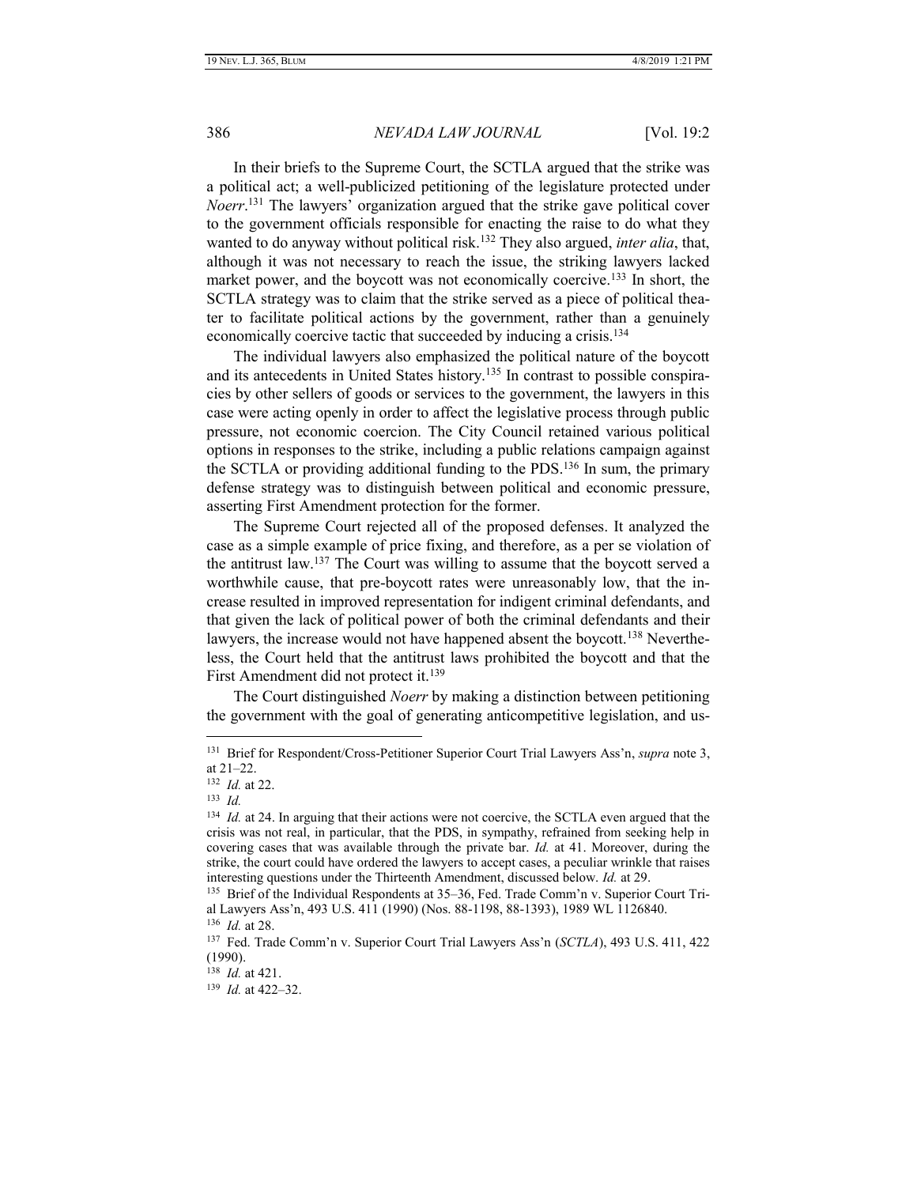In their briefs to the Supreme Court, the SCTLA argued that the strike was a political act; a well-publicized petitioning of the legislature protected under *Noerr*.[131] The lawyers' organization argued that the strike gave political cover to the government officials responsible for enacting the raise to do what they wanted to do anyway without political risk.[132] They also argued, *inter alia*, that, although it was not necessary to reach the issue, the striking lawyers lacked market power, and the boycott was not economically coercive.[133] In short, the SCTLA strategy was to claim that the strike served as a piece of political theater to facilitate political actions by the government, rather than a genuinely economically coercive tactic that succeeded by inducing a crisis.[134]

The individual lawyers also emphasized the political nature of the boycott and its antecedents in United States history.[135] In contrast to possible conspiracies by other sellers of goods or services to the government, the lawyers in this case were acting openly in order to affect the legislative process through public pressure, not economic coercion. The City Council retained various political options in responses to the strike, including a public relations campaign against the SCTLA or providing additional funding to the PDS.[136] In sum, the primary defense strategy was to distinguish between political and economic pressure, asserting First Amendment protection for the former.

The Supreme Court rejected all of the proposed defenses. It analyzed the case as a simple example of price fixing, and therefore, as a per se violation of the antitrust law.[137] The Court was willing to assume that the boycott served a worthwhile cause, that pre-boycott rates were unreasonably low, that the increase resulted in improved representation for indigent criminal defendants, and that given the lack of political power of both the criminal defendants and their lawyers, the increase would not have happened absent the boycott.[138] Nevertheless, the Court held that the antitrust laws prohibited the boycott and that the First Amendment did not protect it.[139]

The Court distinguished *Noerr* by making a distinction between petitioning the government with the goal of generating anticompetitive legislation, and us-

---

[131] Brief for Respondent/Cross-Petitioner Superior Court Trial Lawyers Ass'n, *supra* note 3, at 21–22.

[132] *Id.* at 22.

[133] *Id.*

[134] *Id.* at 24. In arguing that their actions were not coercive, the SCTLA even argued that the crisis was not real, in particular, that the PDS, in sympathy, refrained from seeking help in covering cases that was available through the private bar. *Id.* at 41. Moreover, during the strike, the court could have ordered the lawyers to accept cases, a peculiar wrinkle that raises interesting questions under the Thirteenth Amendment, discussed below. *Id.* at 29.

[135] Brief of the Individual Respondents at 35–36, Fed. Trade Comm'n v. Superior Court Trial Lawyers Ass'n, 493 U.S. 411 (1990) (Nos. 88-1198, 88-1393), 1989 WL 1126840.

[136] *Id.* at 28.

[137] Fed. Trade Comm'n v. Superior Court Trial Lawyers Ass'n (*SCTLA*), 493 U.S. 411, 422 (1990).

[138] *Id.* at 421.

[139] *Id.* at 422–32.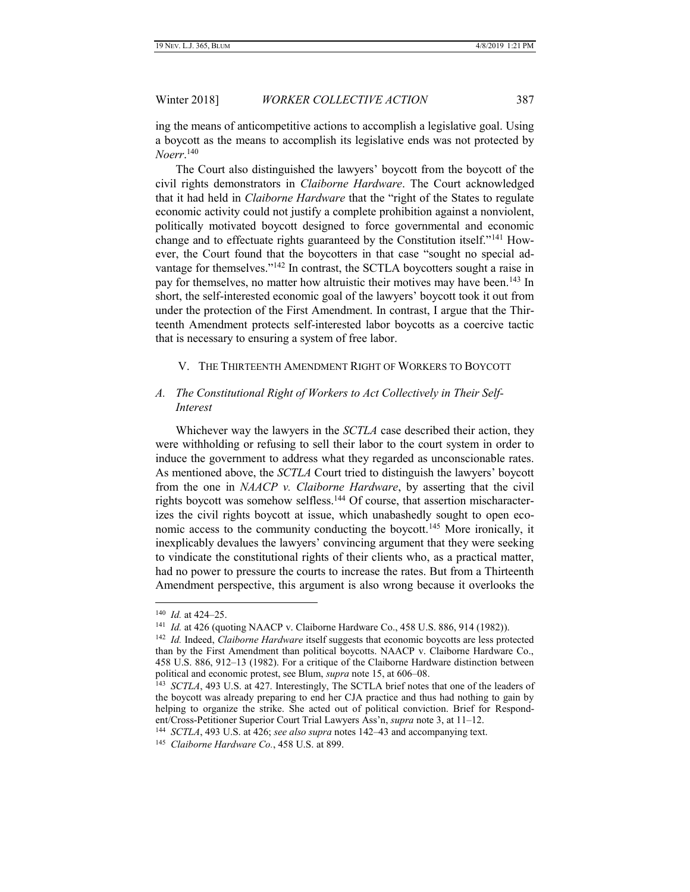ing the means of anticompetitive actions to accomplish a legislative goal. Using a boycott as the means to accomplish its legislative ends was not protected by *Noerr*.[140]

The Court also distinguished the lawyers' boycott from the boycott of the civil rights demonstrators in *Claiborne Hardware*. The Court acknowledged that it had held in *Claiborne Hardware* that the "right of the States to regulate economic activity could not justify a complete prohibition against a nonviolent, politically motivated boycott designed to force governmental and economic change and to effectuate rights guaranteed by the Constitution itself."[141] However, the Court found that the boycotters in that case "sought no special advantage for themselves."[142] In contrast, the SCTLA boycotters sought a raise in pay for themselves, no matter how altruistic their motives may have been.[143] In short, the self-interested economic goal of the lawyers' boycott took it out from under the protection of the First Amendment. In contrast, I argue that the Thirteenth Amendment protects self-interested labor boycotts as a coercive tactic that is necessary to ensuring a system of free labor.

## V. THE THIRTEENTH AMENDMENT RIGHT OF WORKERS TO BOYCOTT

### *A. The Constitutional Right of Workers to Act Collectively in Their Self-Interest*

Whichever way the lawyers in the *SCTLA* case described their action, they were withholding or refusing to sell their labor to the court system in order to induce the government to address what they regarded as unconscionable rates. As mentioned above, the *SCTLA* Court tried to distinguish the lawyers' boycott from the one in *NAACP v. Claiborne Hardware*, by asserting that the civil rights boycott was somehow selfless.[144] Of course, that assertion mischaracterizes the civil rights boycott at issue, which unabashedly sought to open economic access to the community conducting the boycott.[145] More ironically, it inexplicably devalues the lawyers' convincing argument that they were seeking to vindicate the constitutional rights of their clients who, as a practical matter, had no power to pressure the courts to increase the rates. But from a Thirteenth Amendment perspective, this argument is also wrong because it overlooks the

---

[140] *Id.* at 424–25.

[141] *Id.* at 426 (quoting NAACP v. Claiborne Hardware Co., 458 U.S. 886, 914 (1982)).

[142] *Id.* Indeed, *Claiborne Hardware* itself suggests that economic boycotts are less protected than by the First Amendment than political boycotts. NAACP v. Claiborne Hardware Co., 458 U.S. 886, 912–13 (1982). For a critique of the Claiborne Hardware distinction between political and economic protest, see Blum, *supra* note 15, at 606–08.

[143] *SCTLA*, 493 U.S. at 427. Interestingly, The SCTLA brief notes that one of the leaders of the boycott was already preparing to end her CJA practice and thus had nothing to gain by helping to organize the strike. She acted out of political conviction. Brief for Respondent/Cross-Petitioner Superior Court Trial Lawyers Ass'n, *supra* note 3, at 11–12.

[144] *SCTLA*, 493 U.S. at 426; *see also supra* notes 142–43 and accompanying text.

[145] *Claiborne Hardware Co.*, 458 U.S. at 899.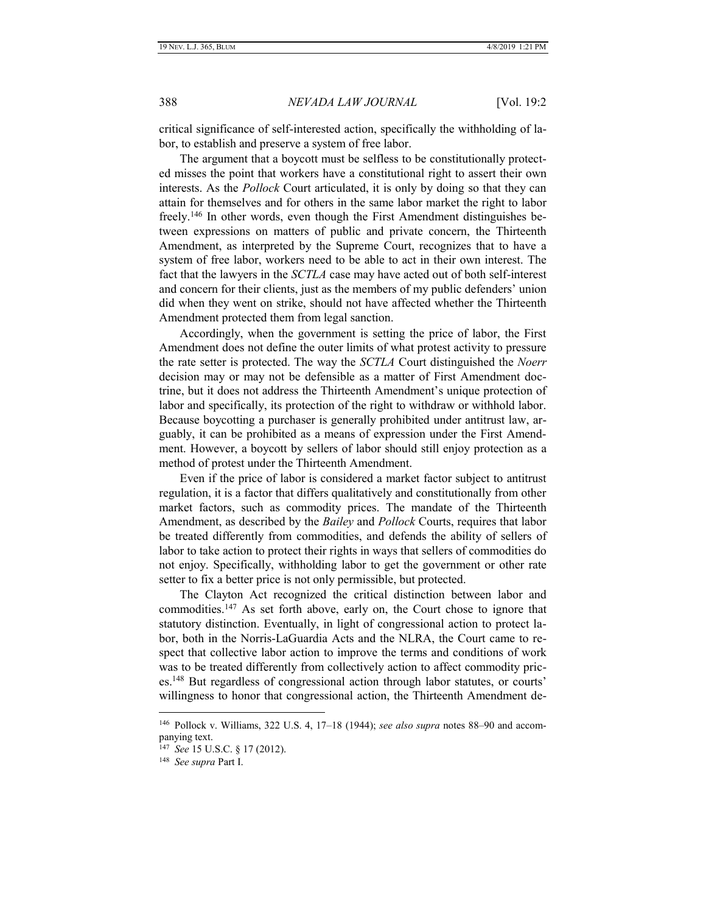critical significance of self-interested action, specifically the withholding of labor, to establish and preserve a system of free labor.

The argument that a boycott must be selfless to be constitutionally protected misses the point that workers have a constitutional right to assert their own interests. As the *Pollock* Court articulated, it is only by doing so that they can attain for themselves and for others in the same labor market the right to labor freely.[146] In other words, even though the First Amendment distinguishes between expressions on matters of public and private concern, the Thirteenth Amendment, as interpreted by the Supreme Court, recognizes that to have a system of free labor, workers need to be able to act in their own interest. The fact that the lawyers in the *SCTLA* case may have acted out of both self-interest and concern for their clients, just as the members of my public defenders' union did when they went on strike, should not have affected whether the Thirteenth Amendment protected them from legal sanction.

Accordingly, when the government is setting the price of labor, the First Amendment does not define the outer limits of what protest activity to pressure the rate setter is protected. The way the *SCTLA* Court distinguished the *Noerr* decision may or may not be defensible as a matter of First Amendment doctrine, but it does not address the Thirteenth Amendment's unique protection of labor and specifically, its protection of the right to withdraw or withhold labor. Because boycotting a purchaser is generally prohibited under antitrust law, arguably, it can be prohibited as a means of expression under the First Amendment. However, a boycott by sellers of labor should still enjoy protection as a method of protest under the Thirteenth Amendment.

Even if the price of labor is considered a market factor subject to antitrust regulation, it is a factor that differs qualitatively and constitutionally from other market factors, such as commodity prices. The mandate of the Thirteenth Amendment, as described by the *Bailey* and *Pollock* Courts, requires that labor be treated differently from commodities, and defends the ability of sellers of labor to take action to protect their rights in ways that sellers of commodities do not enjoy. Specifically, withholding labor to get the government or other rate setter to fix a better price is not only permissible, but protected.

The Clayton Act recognized the critical distinction between labor and commodities.[147] As set forth above, early on, the Court chose to ignore that statutory distinction. Eventually, in light of congressional action to protect labor, both in the Norris-LaGuardia Acts and the NLRA, the Court came to respect that collective labor action to improve the terms and conditions of work was to be treated differently from collectively action to affect commodity prices.[148] But regardless of congressional action through labor statutes, or courts' willingness to honor that congressional action, the Thirteenth Amendment de-

---

[146] Pollock v. Williams, 322 U.S. 4, 17–18 (1944); *see also supra* notes 88–90 and accompanying text.

[147] *See* 15 U.S.C. § 17 (2012).

[148] *See supra* Part I.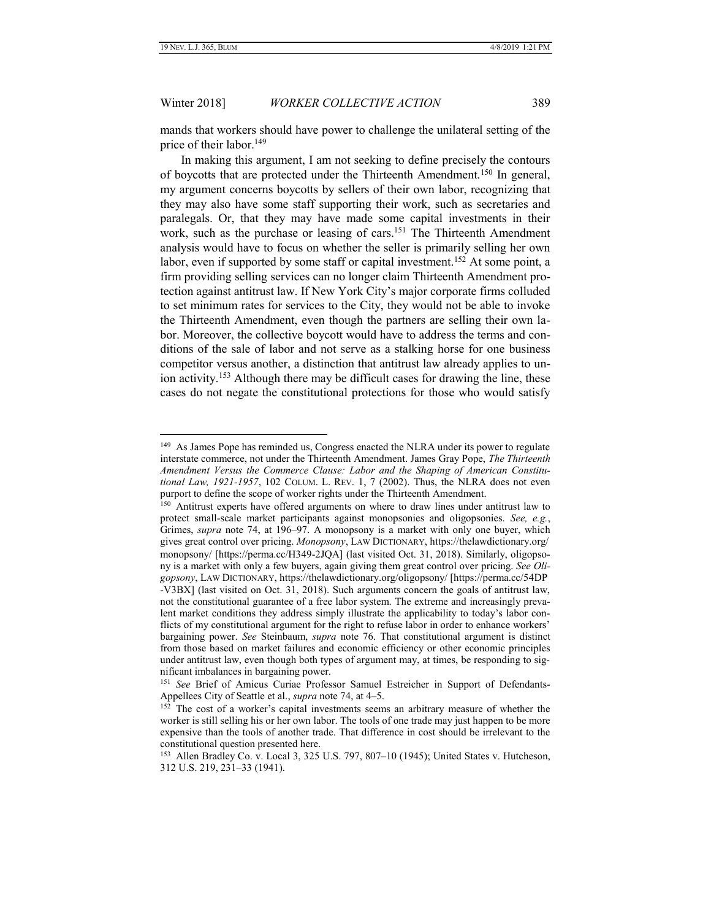mands that workers should have power to challenge the unilateral setting of the price of their labor.[149]

In making this argument, I am not seeking to define precisely the contours of boycotts that are protected under the Thirteenth Amendment.[150] In general, my argument concerns boycotts by sellers of their own labor, recognizing that they may also have some staff supporting their work, such as secretaries and paralegals. Or, that they may have made some capital investments in their work, such as the purchase or leasing of cars.[151] The Thirteenth Amendment analysis would have to focus on whether the seller is primarily selling her own labor, even if supported by some staff or capital investment.[152] At some point, a firm providing selling services can no longer claim Thirteenth Amendment protection against antitrust law. If New York City's major corporate firms colluded to set minimum rates for services to the City, they would not be able to invoke the Thirteenth Amendment, even though the partners are selling their own labor. Moreover, the collective boycott would have to address the terms and conditions of the sale of labor and not serve as a stalking horse for one business competitor versus another, a distinction that antitrust law already applies to union activity.[153] Although there may be difficult cases for drawing the line, these cases do not negate the constitutional protections for those who would satisfy

---

[149] As James Pope has reminded us, Congress enacted the NLRA under its power to regulate interstate commerce, not under the Thirteenth Amendment. James Gray Pope, *The Thirteenth Amendment Versus the Commerce Clause: Labor and the Shaping of American Constitutional Law, 1921-1957*, 102 COLUM. L. REV. 1, 7 (2002). Thus, the NLRA does not even purport to define the scope of worker rights under the Thirteenth Amendment.

[150] Antitrust experts have offered arguments on where to draw lines under antitrust law to protect small-scale market participants against monopsonies and oligopsonies. *See, e.g.*, Grimes, *supra* note 74, at 196–97. A monopsony is a market with only one buyer, which gives great control over pricing. *Monopsony*, LAW DICTIONARY, https://thelawdictionary.org/monopsony/ [https://perma.cc/H349-2JQA] (last visited Oct. 31, 2018). Similarly, oligopsony is a market with only a few buyers, again giving them great control over pricing. *See Oligopsony*, LAW DICTIONARY, https://thelawdictionary.org/oligopsony/ [https://perma.cc/54DP-V3BX] (last visited on Oct. 31, 2018). Such arguments concern the goals of antitrust law, not the constitutional guarantee of a free labor system. The extreme and increasingly prevalent market conditions they address simply illustrate the applicability to today's labor conflicts of my constitutional argument for the right to refuse labor in order to enhance workers' bargaining power. *See* Steinbaum, *supra* note 76. That constitutional argument is distinct from those based on market failures and economic efficiency or other economic principles under antitrust law, even though both types of argument may, at times, be responding to significant imbalances in bargaining power.

[151] *See* Brief of Amicus Curiae Professor Samuel Estreicher in Support of Defendants-Appellees City of Seattle et al., *supra* note 74, at 4–5.

[152] The cost of a worker's capital investments seems an arbitrary measure of whether the worker is still selling his or her own labor. The tools of one trade may just happen to be more expensive than the tools of another trade. That difference in cost should be irrelevant to the constitutional question presented here.

[153] Allen Bradley Co. v. Local 3, 325 U.S. 797, 807–10 (1945); United States v. Hutcheson, 312 U.S. 219, 231–33 (1941).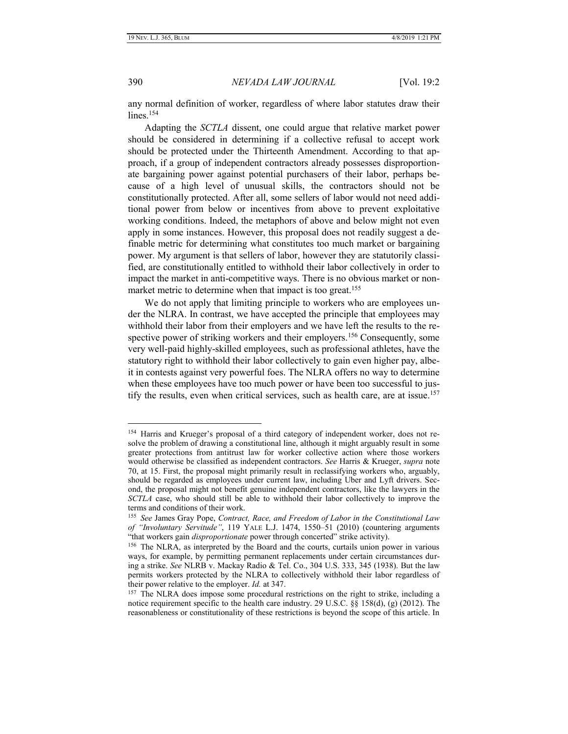any normal definition of worker, regardless of where labor statutes draw their lines.[154]

Adapting the *SCTLA* dissent, one could argue that relative market power should be considered in determining if a collective refusal to accept work should be protected under the Thirteenth Amendment. According to that approach, if a group of independent contractors already possesses disproportionate bargaining power against potential purchasers of their labor, perhaps because of a high level of unusual skills, the contractors should not be constitutionally protected. After all, some sellers of labor would not need additional power from below or incentives from above to prevent exploitative working conditions. Indeed, the metaphors of above and below might not even apply in some instances. However, this proposal does not readily suggest a definable metric for determining what constitutes too much market or bargaining power. My argument is that sellers of labor, however they are statutorily classified, are constitutionally entitled to withhold their labor collectively in order to impact the market in anti-competitive ways. There is no obvious market or non-market metric to determine when that impact is too great.[155]

We do not apply that limiting principle to workers who are employees under the NLRA. In contrast, we have accepted the principle that employees may withhold their labor from their employers and we have left the results to the respective power of striking workers and their employers.[156] Consequently, some very well-paid highly-skilled employees, such as professional athletes, have the statutory right to withhold their labor collectively to gain even higher pay, albeit in contests against very powerful foes. The NLRA offers no way to determine when these employees have too much power or have been too successful to justify the results, even when critical services, such as health care, are at issue.[157]

---

[154] Harris and Krueger's proposal of a third category of independent worker, does not resolve the problem of drawing a constitutional line, although it might arguably result in some greater protections from antitrust law for worker collective action where those workers would otherwise be classified as independent contractors. *See* Harris & Krueger, *supra* note 70, at 15. First, the proposal might primarily result in reclassifying workers who, arguably, should be regarded as employees under current law, including Uber and Lyft drivers. Second, the proposal might not benefit genuine independent contractors, like the lawyers in the *SCTLA* case, who should still be able to withhold their labor collectively to improve the terms and conditions of their work.

[155] *See* James Gray Pope, *Contract, Race, and Freedom of Labor in the Constitutional Law of "Involuntary Servitude"*, 119 YALE L.J. 1474, 1550–51 (2010) (countering arguments "that workers gain *disproportionate* power through concerted" strike activity).

[156] The NLRA, as interpreted by the Board and the courts, curtails union power in various ways, for example, by permitting permanent replacements under certain circumstances during a strike. *See* NLRB v. Mackay Radio & Tel. Co., 304 U.S. 333, 345 (1938). But the law permits workers protected by the NLRA to collectively withhold their labor regardless of their power relative to the employer. *Id.* at 347.

[157] The NLRA does impose some procedural restrictions on the right to strike, including a notice requirement specific to the health care industry. 29 U.S.C. §§ 158(d), (g) (2012). The reasonableness or constitutionality of these restrictions is beyond the scope of this article. In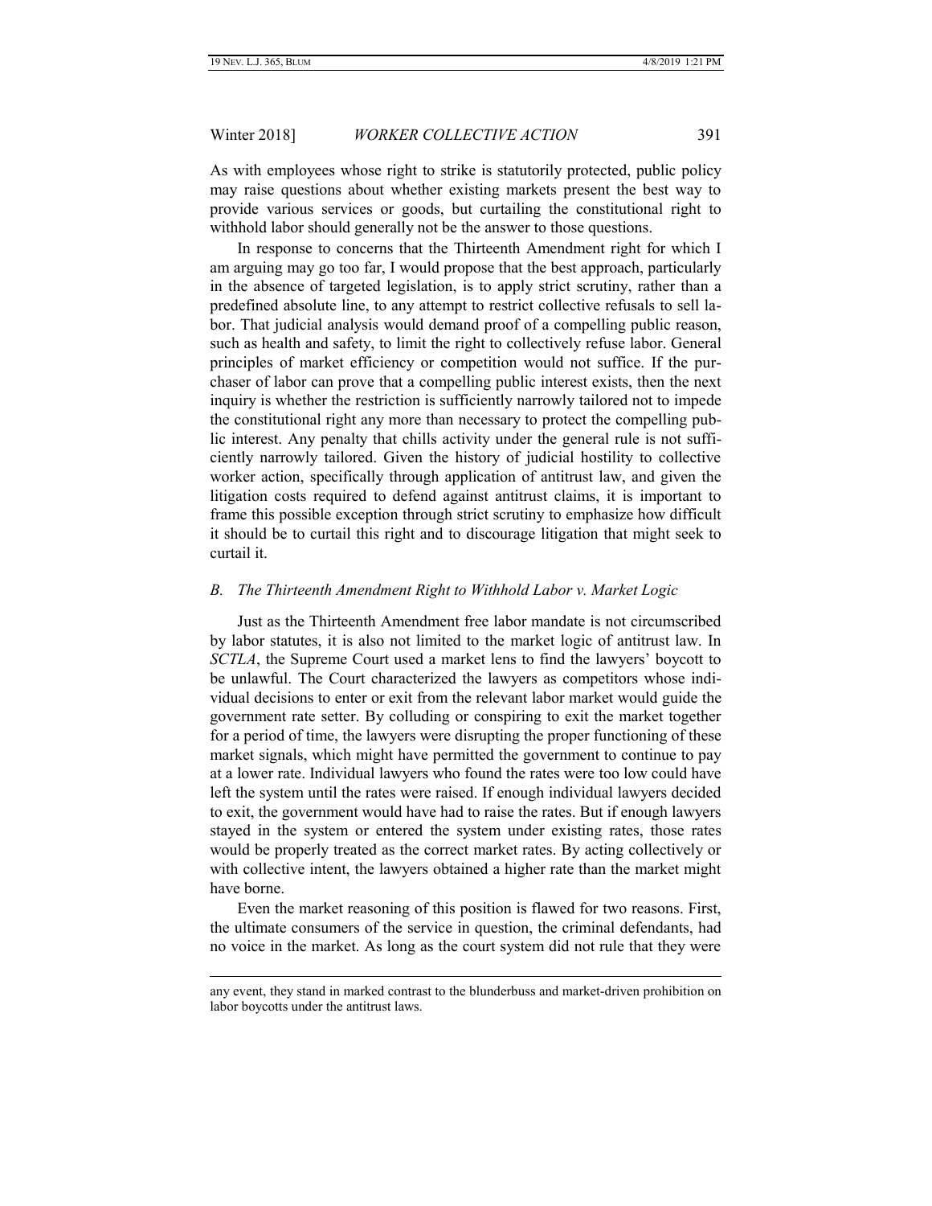As with employees whose right to strike is statutorily protected, public policy may raise questions about whether existing markets present the best way to provide various services or goods, but curtailing the constitutional right to withhold labor should generally not be the answer to those questions.

In response to concerns that the Thirteenth Amendment right for which I am arguing may go too far, I would propose that the best approach, particularly in the absence of targeted legislation, is to apply strict scrutiny, rather than a predefined absolute line, to any attempt to restrict collective refusals to sell labor. That judicial analysis would demand proof of a compelling public reason, such as health and safety, to limit the right to collectively refuse labor. General principles of market efficiency or competition would not suffice. If the purchaser of labor can prove that a compelling public interest exists, then the next inquiry is whether the restriction is sufficiently narrowly tailored not to impede the constitutional right any more than necessary to protect the compelling public interest. Any penalty that chills activity under the general rule is not sufficiently narrowly tailored. Given the history of judicial hostility to collective worker action, specifically through application of antitrust law, and given the litigation costs required to defend against antitrust claims, it is important to frame this possible exception through strict scrutiny to emphasize how difficult it should be to curtail this right and to discourage litigation that might seek to curtail it.

### *B. The Thirteenth Amendment Right to Withhold Labor v. Market Logic*

Just as the Thirteenth Amendment free labor mandate is not circumscribed by labor statutes, it is also not limited to the market logic of antitrust law. In *SCTLA*, the Supreme Court used a market lens to find the lawyers' boycott to be unlawful. The Court characterized the lawyers as competitors whose individual decisions to enter or exit from the relevant labor market would guide the government rate setter. By colluding or conspiring to exit the market together for a period of time, the lawyers were disrupting the proper functioning of these market signals, which might have permitted the government to continue to pay at a lower rate. Individual lawyers who found the rates were too low could have left the system until the rates were raised. If enough individual lawyers decided to exit, the government would have had to raise the rates. But if enough lawyers stayed in the system or entered the system under existing rates, those rates would be properly treated as the correct market rates. By acting collectively or with collective intent, the lawyers obtained a higher rate than the market might have borne.

Even the market reasoning of this position is flawed for two reasons. First, the ultimate consumers of the service in question, the criminal defendants, had no voice in the market. As long as the court system did not rule that they were

---

any event, they stand in marked contrast to the blunderbuss and market-driven prohibition on labor boycotts under the antitrust laws.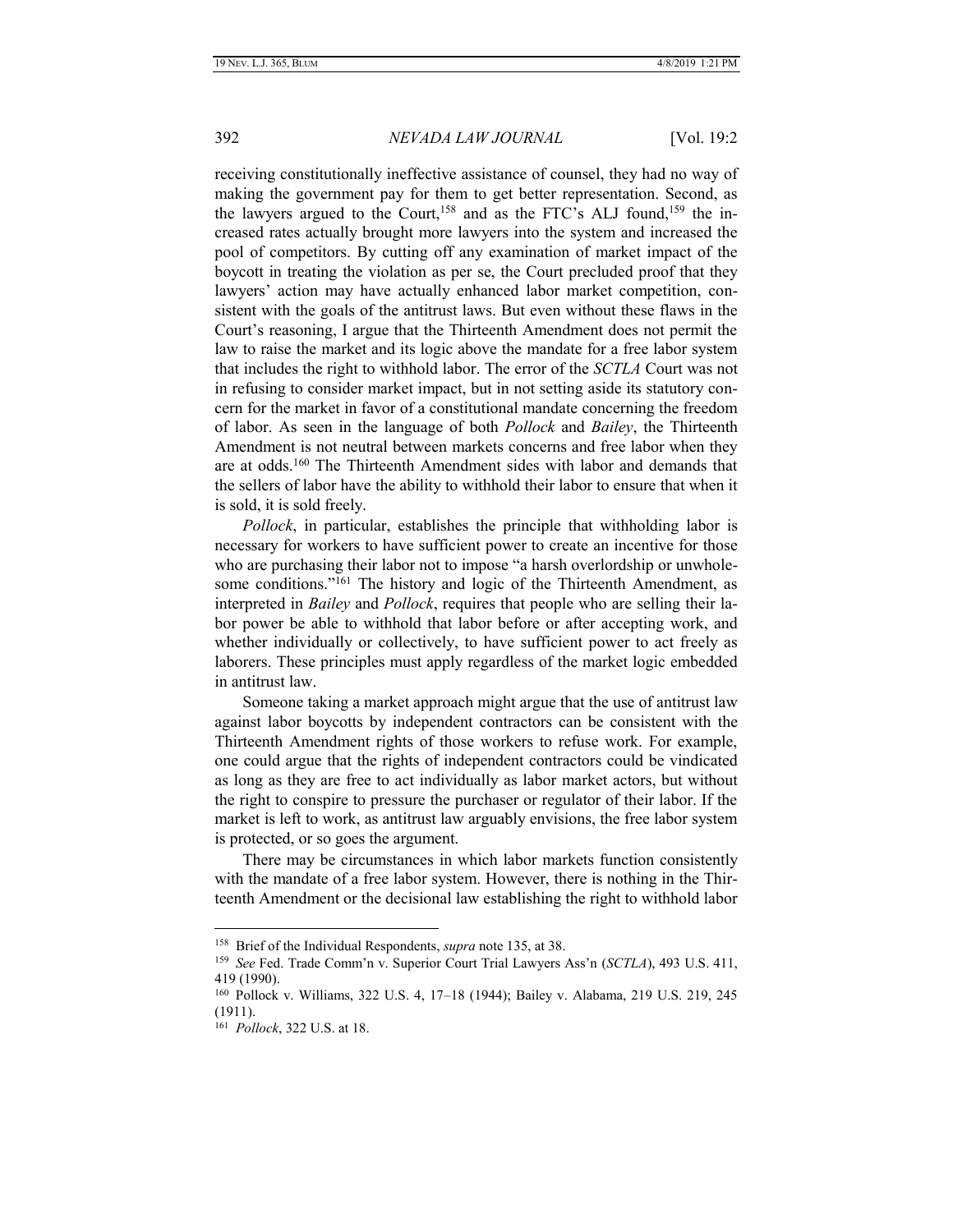receiving constitutionally ineffective assistance of counsel, they had no way of making the government pay for them to get better representation. Second, as the lawyers argued to the Court,[158] and as the FTC's ALJ found,[159] the increased rates actually brought more lawyers into the system and increased the pool of competitors. By cutting off any examination of market impact of the boycott in treating the violation as per se, the Court precluded proof that they lawyers' action may have actually enhanced labor market competition, consistent with the goals of the antitrust laws. But even without these flaws in the Court's reasoning, I argue that the Thirteenth Amendment does not permit the law to raise the market and its logic above the mandate for a free labor system that includes the right to withhold labor. The error of the *SCTLA* Court was not in refusing to consider market impact, but in not setting aside its statutory concern for the market in favor of a constitutional mandate concerning the freedom of labor. As seen in the language of both *Pollock* and *Bailey*, the Thirteenth Amendment is not neutral between markets concerns and free labor when they are at odds.[160] The Thirteenth Amendment sides with labor and demands that the sellers of labor have the ability to withhold their labor to ensure that when it is sold, it is sold freely.

*Pollock*, in particular, establishes the principle that withholding labor is necessary for workers to have sufficient power to create an incentive for those who are purchasing their labor not to impose "a harsh overlordship or unwholesome conditions."[161] The history and logic of the Thirteenth Amendment, as interpreted in *Bailey* and *Pollock*, requires that people who are selling their labor power be able to withhold that labor before or after accepting work, and whether individually or collectively, to have sufficient power to act freely as laborers. These principles must apply regardless of the market logic embedded in antitrust law.

Someone taking a market approach might argue that the use of antitrust law against labor boycotts by independent contractors can be consistent with the Thirteenth Amendment rights of those workers to refuse work. For example, one could argue that the rights of independent contractors could be vindicated as long as they are free to act individually as labor market actors, but without the right to conspire to pressure the purchaser or regulator of their labor. If the market is left to work, as antitrust law arguably envisions, the free labor system is protected, or so goes the argument.

There may be circumstances in which labor markets function consistently with the mandate of a free labor system. However, there is nothing in the Thirteenth Amendment or the decisional law establishing the right to withhold labor

---

[158] Brief of the Individual Respondents, *supra* note 135, at 38.

[159] *See* Fed. Trade Comm'n v. Superior Court Trial Lawyers Ass'n (*SCTLA*), 493 U.S. 411, 419 (1990).

[160] Pollock v. Williams, 322 U.S. 4, 17–18 (1944); Bailey v. Alabama, 219 U.S. 219, 245 (1911).

[161] *Pollock*, 322 U.S. at 18.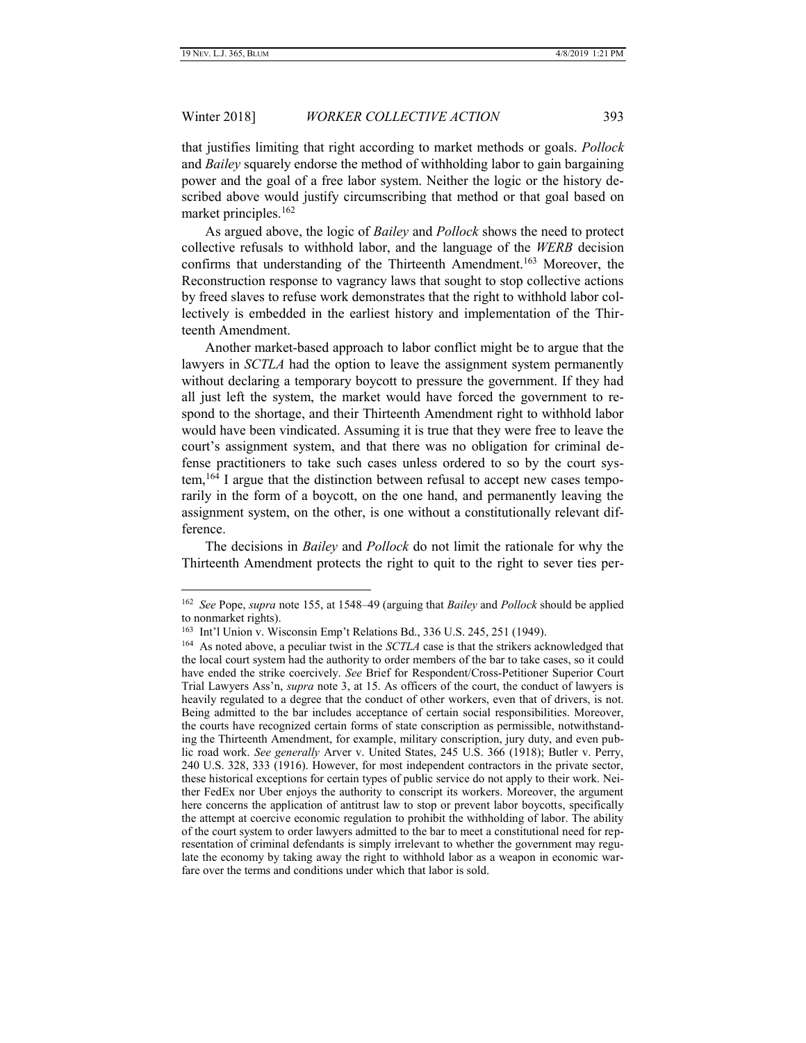that justifies limiting that right according to market methods or goals. *Pollock* and *Bailey* squarely endorse the method of withholding labor to gain bargaining power and the goal of a free labor system. Neither the logic or the history described above would justify circumscribing that method or that goal based on market principles.[162]

As argued above, the logic of *Bailey* and *Pollock* shows the need to protect collective refusals to withhold labor, and the language of the *WERB* decision confirms that understanding of the Thirteenth Amendment.[163] Moreover, the Reconstruction response to vagrancy laws that sought to stop collective actions by freed slaves to refuse work demonstrates that the right to withhold labor collectively is embedded in the earliest history and implementation of the Thirteenth Amendment.

Another market-based approach to labor conflict might be to argue that the lawyers in *SCTLA* had the option to leave the assignment system permanently without declaring a temporary boycott to pressure the government. If they had all just left the system, the market would have forced the government to respond to the shortage, and their Thirteenth Amendment right to withhold labor would have been vindicated. Assuming it is true that they were free to leave the court's assignment system, and that there was no obligation for criminal defense practitioners to take such cases unless ordered to so by the court system,[164] I argue that the distinction between refusal to accept new cases temporarily in the form of a boycott, on the one hand, and permanently leaving the assignment system, on the other, is one without a constitutionally relevant difference.

The decisions in *Bailey* and *Pollock* do not limit the rationale for why the Thirteenth Amendment protects the right to quit to the right to sever ties per-

---

[162] *See* Pope, *supra* note 155, at 1548–49 (arguing that *Bailey* and *Pollock* should be applied to nonmarket rights).

[163] Int'l Union v. Wisconsin Emp't Relations Bd., 336 U.S. 245, 251 (1949).

[164] As noted above, a peculiar twist in the *SCTLA* case is that the strikers acknowledged that the local court system had the authority to order members of the bar to take cases, so it could have ended the strike coercively. *See* Brief for Respondent/Cross-Petitioner Superior Court Trial Lawyers Ass'n, *supra* note 3, at 15. As officers of the court, the conduct of lawyers is heavily regulated to a degree that the conduct of other workers, even that of drivers, is not. Being admitted to the bar includes acceptance of certain social responsibilities. Moreover, the courts have recognized certain forms of state conscription as permissible, notwithstanding the Thirteenth Amendment, for example, military conscription, jury duty, and even public road work. *See generally* Arver v. United States, 245 U.S. 366 (1918); Butler v. Perry, 240 U.S. 328, 333 (1916). However, for most independent contractors in the private sector, these historical exceptions for certain types of public service do not apply to their work. Neither FedEx nor Uber enjoys the authority to conscript its workers. Moreover, the argument here concerns the application of antitrust law to stop or prevent labor boycotts, specifically the attempt at coercive economic regulation to prohibit the withholding of labor. The ability of the court system to order lawyers admitted to the bar to meet a constitutional need for representation of criminal defendants is simply irrelevant to whether the government may regulate the economy by taking away the right to withhold labor as a weapon in economic warfare over the terms and conditions under which that labor is sold.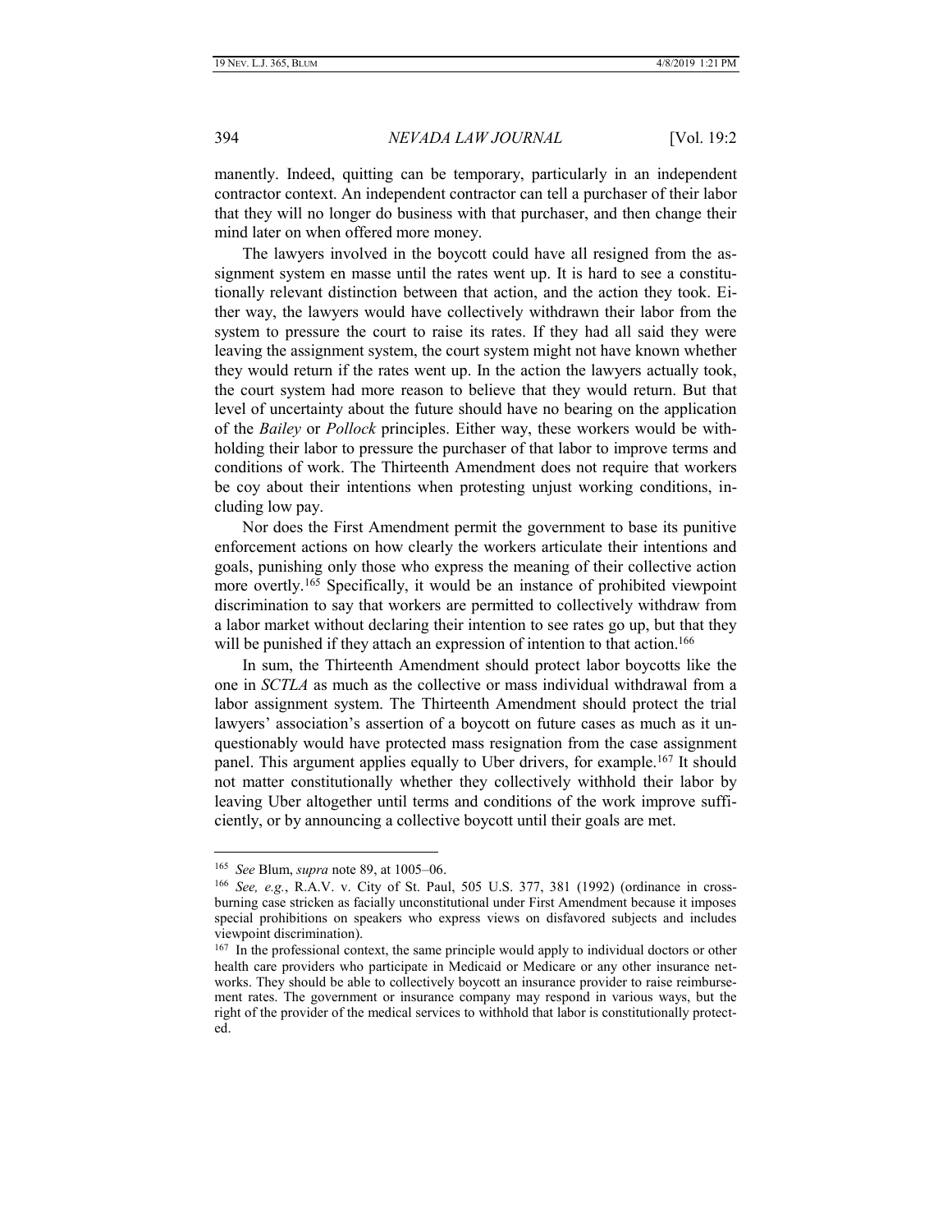manently. Indeed, quitting can be temporary, particularly in an independent contractor context. An independent contractor can tell a purchaser of their labor that they will no longer do business with that purchaser, and then change their mind later on when offered more money.

The lawyers involved in the boycott could have all resigned from the assignment system en masse until the rates went up. It is hard to see a constitutionally relevant distinction between that action, and the action they took. Either way, the lawyers would have collectively withdrawn their labor from the system to pressure the court to raise its rates. If they had all said they were leaving the assignment system, the court system might not have known whether they would return if the rates went up. In the action the lawyers actually took, the court system had more reason to believe that they would return. But that level of uncertainty about the future should have no bearing on the application of the *Bailey* or *Pollock* principles. Either way, these workers would be withholding their labor to pressure the purchaser of that labor to improve terms and conditions of work. The Thirteenth Amendment does not require that workers be coy about their intentions when protesting unjust working conditions, including low pay.

Nor does the First Amendment permit the government to base its punitive enforcement actions on how clearly the workers articulate their intentions and goals, punishing only those who express the meaning of their collective action more overtly.[165] Specifically, it would be an instance of prohibited viewpoint discrimination to say that workers are permitted to collectively withdraw from a labor market without declaring their intention to see rates go up, but that they will be punished if they attach an expression of intention to that action.[166]

In sum, the Thirteenth Amendment should protect labor boycotts like the one in *SCTLA* as much as the collective or mass individual withdrawal from a labor assignment system. The Thirteenth Amendment should protect the trial lawyers' association's assertion of a boycott on future cases as much as it unquestionably would have protected mass resignation from the case assignment panel. This argument applies equally to Uber drivers, for example.[167] It should not matter constitutionally whether they collectively withhold their labor by leaving Uber altogether until terms and conditions of the work improve sufficiently, or by announcing a collective boycott until their goals are met.

---

[165] *See* Blum, *supra* note 89, at 1005–06.

[166] *See, e.g.*, R.A.V. v. City of St. Paul, 505 U.S. 377, 381 (1992) (ordinance in cross-burning case stricken as facially unconstitutional under First Amendment because it imposes special prohibitions on speakers who express views on disfavored subjects and includes viewpoint discrimination).

[167] In the professional context, the same principle would apply to individual doctors or other health care providers who participate in Medicaid or Medicare or any other insurance networks. They should be able to collectively boycott an insurance provider to raise reimbursement rates. The government or insurance company may respond in various ways, but the right of the provider of the medical services to withhold that labor is constitutionally protected.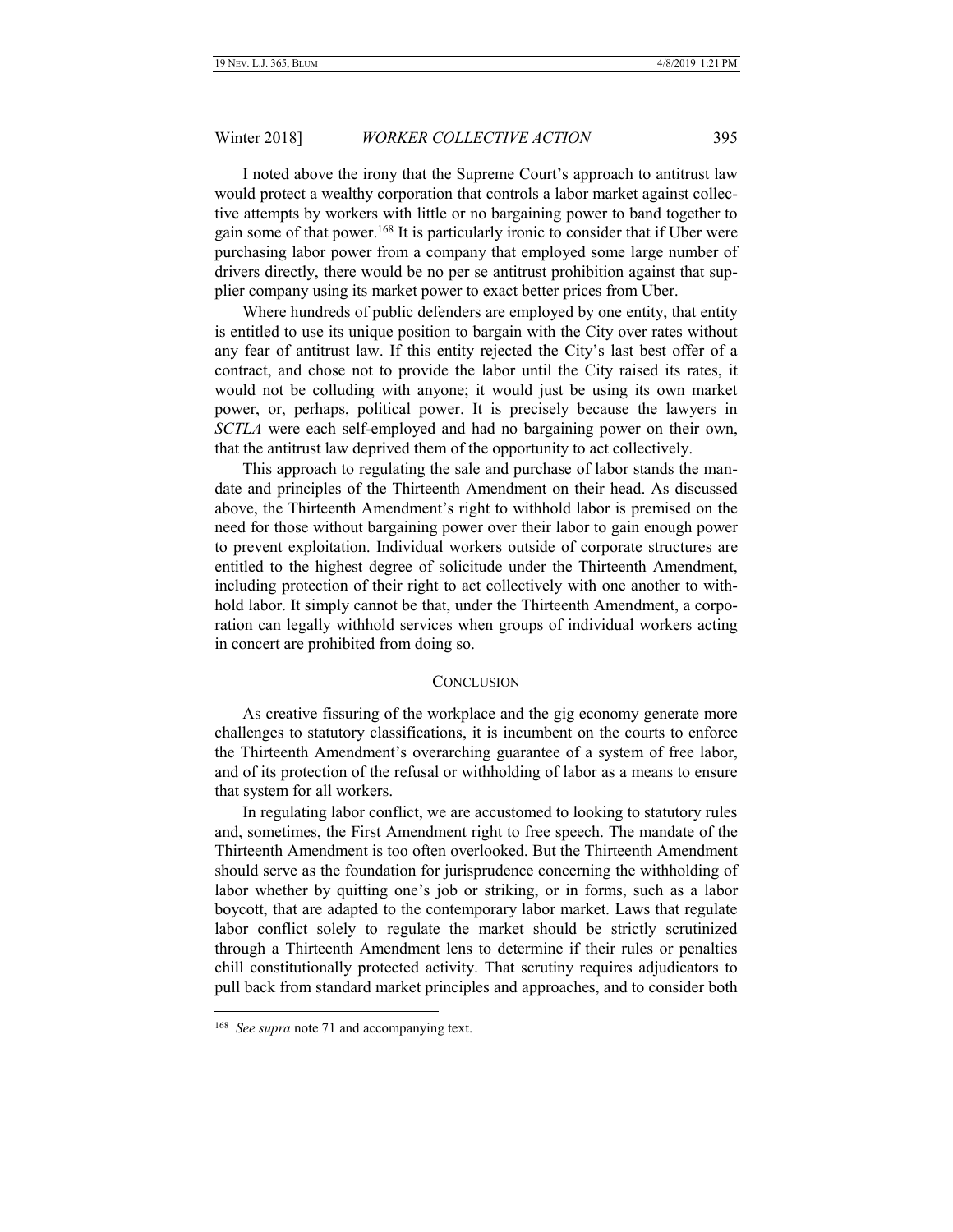I noted above the irony that the Supreme Court's approach to antitrust law would protect a wealthy corporation that controls a labor market against collective attempts by workers with little or no bargaining power to band together to gain some of that power.[168] It is particularly ironic to consider that if Uber were purchasing labor power from a company that employed some large number of drivers directly, there would be no per se antitrust prohibition against that supplier company using its market power to exact better prices from Uber.

Where hundreds of public defenders are employed by one entity, that entity is entitled to use its unique position to bargain with the City over rates without any fear of antitrust law. If this entity rejected the City's last best offer of a contract, and chose not to provide the labor until the City raised its rates, it would not be colluding with anyone; it would just be using its own market power, or, perhaps, political power. It is precisely because the lawyers in *SCTLA* were each self-employed and had no bargaining power on their own, that the antitrust law deprived them of the opportunity to act collectively.

This approach to regulating the sale and purchase of labor stands the mandate and principles of the Thirteenth Amendment on their head. As discussed above, the Thirteenth Amendment's right to withhold labor is premised on the need for those without bargaining power over their labor to gain enough power to prevent exploitation. Individual workers outside of corporate structures are entitled to the highest degree of solicitude under the Thirteenth Amendment, including protection of their right to act collectively with one another to withhold labor. It simply cannot be that, under the Thirteenth Amendment, a corporation can legally withhold services when groups of individual workers acting in concert are prohibited from doing so.

## CONCLUSION

As creative fissuring of the workplace and the gig economy generate more challenges to statutory classifications, it is incumbent on the courts to enforce the Thirteenth Amendment's overarching guarantee of a system of free labor, and of its protection of the refusal or withholding of labor as a means to ensure that system for all workers.

In regulating labor conflict, we are accustomed to looking to statutory rules and, sometimes, the First Amendment right to free speech. The mandate of the Thirteenth Amendment is too often overlooked. But the Thirteenth Amendment should serve as the foundation for jurisprudence concerning the withholding of labor whether by quitting one's job or striking, or in forms, such as a labor boycott, that are adapted to the contemporary labor market. Laws that regulate labor conflict solely to regulate the market should be strictly scrutinized through a Thirteenth Amendment lens to determine if their rules or penalties chill constitutionally protected activity. That scrutiny requires adjudicators to pull back from standard market principles and approaches, and to consider both

---

[168] *See supra* note 71 and accompanying text.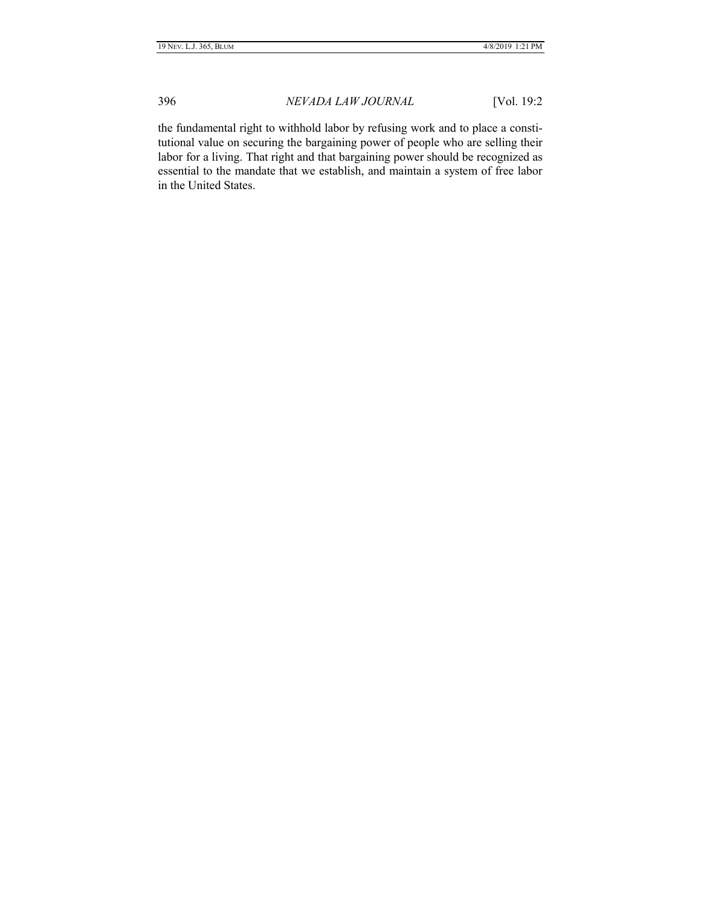the fundamental right to withhold labor by refusing work and to place a constitutional value on securing the bargaining power of people who are selling their labor for a living. That right and that bargaining power should be recognized as essential to the mandate that we establish, and maintain a system of free labor in the United States.